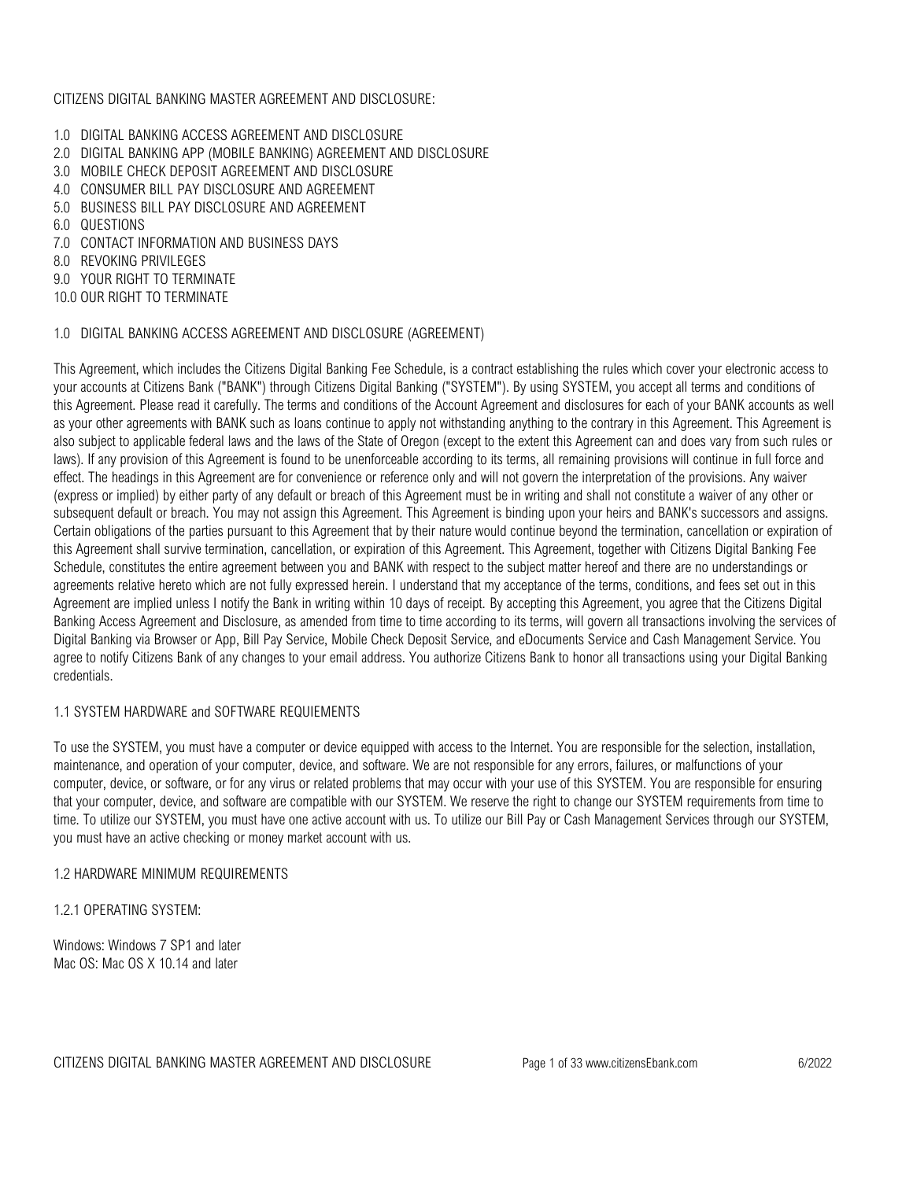# CITIZENS DIGITAL BANKING MASTER AGREEMENT AND DISCLOSURE:

1.0 DIGITAL BANKING ACCESS AGREEMENT AND DISCLOSURE
2.0 DIGITAL BANKING APP (MOBILE BANKING) AGREEMENT AND DISCLOSURE
3.0 MOBILE CHECK DEPOSIT AGREEMENT AND DISCLOSURE
4.0 CONSUMER BILL PAY DISCLOSURE AND AGREEMENT
5.0 BUSINESS BILL PAY DISCLOSURE AND AGREEMENT
6.0 QUESTIONS
7.0 CONTACT INFORMATION AND BUSINESS DAYS
8.0 REVOKING PRIVILEGES
9.0 YOUR RIGHT TO TERMINATE
10.0 OUR RIGHT TO TERMINATE

## 1.0 DIGITAL BANKING ACCESS AGREEMENT AND DISCLOSURE (AGREEMENT)

This Agreement, which includes the Citizens Digital Banking Fee Schedule, is a contract establishing the rules which cover your electronic access to your accounts at Citizens Bank ("BANK") through Citizens Digital Banking ("SYSTEM"). By using SYSTEM, you accept all terms and conditions of this Agreement. Please read it carefully. The terms and conditions of the Account Agreement and disclosures for each of your BANK accounts as well as your other agreements with BANK such as loans continue to apply not withstanding anything to the contrary in this Agreement. This Agreement is also subject to applicable federal laws and the laws of the State of Oregon (except to the extent this Agreement can and does vary from such rules or laws). If any provision of this Agreement is found to be unenforceable according to its terms, all remaining provisions will continue in full force and effect. The headings in this Agreement are for convenience or reference only and will not govern the interpretation of the provisions. Any waiver (express or implied) by either party of any default or breach of this Agreement must be in writing and shall not constitute a waiver of any other or subsequent default or breach. You may not assign this Agreement. This Agreement is binding upon your heirs and BANK's successors and assigns. Certain obligations of the parties pursuant to this Agreement that by their nature would continue beyond the termination, cancellation or expiration of this Agreement shall survive termination, cancellation, or expiration of this Agreement. This Agreement, together with Citizens Digital Banking Fee Schedule, constitutes the entire agreement between you and BANK with respect to the subject matter hereof and there are no understandings or agreements relative hereto which are not fully expressed herein. I understand that my acceptance of the terms, conditions, and fees set out in this Agreement are implied unless I notify the Bank in writing within 10 days of receipt. By accepting this Agreement, you agree that the Citizens Digital Banking Access Agreement and Disclosure, as amended from time to time according to its terms, will govern all transactions involving the services of Digital Banking via Browser or App, Bill Pay Service, Mobile Check Deposit Service, and eDocuments Service and Cash Management Service. You agree to notify Citizens Bank of any changes to your email address. You authorize Citizens Bank to honor all transactions using your Digital Banking credentials.

### 1.1 SYSTEM HARDWARE and SOFTWARE REQUIEMENTS

To use the SYSTEM, you must have a computer or device equipped with access to the Internet. You are responsible for the selection, installation, maintenance, and operation of your computer, device, and software. We are not responsible for any errors, failures, or malfunctions of your computer, device, or software, or for any virus or related problems that may occur with your use of this SYSTEM. You are responsible for ensuring that your computer, device, and software are compatible with our SYSTEM. We reserve the right to change our SYSTEM requirements from time to time. To utilize our SYSTEM, you must have one active account with us. To utilize our Bill Pay or Cash Management Services through our SYSTEM, you must have an active checking or money market account with us.

### 1.2 HARDWARE MINIMUM REQUIREMENTS

#### 1.2.1 OPERATING SYSTEM:

Windows: Windows 7 SP1 and later
Mac OS: Mac OS X 10.14 and later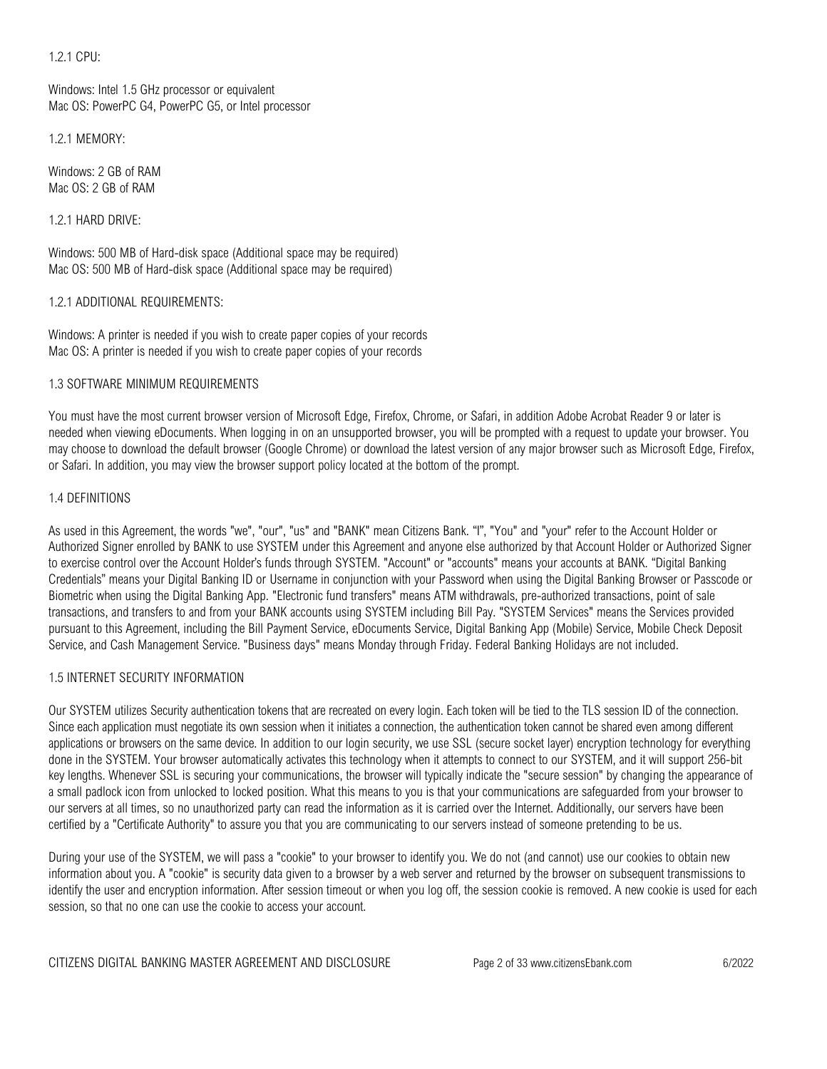1.2.1 CPU:

Windows: Intel 1.5 GHz processor or equivalent
Mac OS: PowerPC G4, PowerPC G5, or Intel processor

1.2.1 MEMORY:

Windows: 2 GB of RAM
Mac OS: 2 GB of RAM

1.2.1 HARD DRIVE:

Windows: 500 MB of Hard-disk space (Additional space may be required)
Mac OS: 500 MB of Hard-disk space (Additional space may be required)

1.2.1 ADDITIONAL REQUIREMENTS:

Windows: A printer is needed if you wish to create paper copies of your records
Mac OS: A printer is needed if you wish to create paper copies of your records

## 1.3 SOFTWARE MINIMUM REQUIREMENTS

You must have the most current browser version of Microsoft Edge, Firefox, Chrome, or Safari, in addition Adobe Acrobat Reader 9 or later is needed when viewing eDocuments. When logging in on an unsupported browser, you will be prompted with a request to update your browser. You may choose to download the default browser (Google Chrome) or download the latest version of any major browser such as Microsoft Edge, Firefox, or Safari. In addition, you may view the browser support policy located at the bottom of the prompt.

## 1.4 DEFINITIONS

As used in this Agreement, the words "we", "our", "us" and "BANK" mean Citizens Bank. "I", "You" and "your" refer to the Account Holder or Authorized Signer enrolled by BANK to use SYSTEM under this Agreement and anyone else authorized by that Account Holder or Authorized Signer to exercise control over the Account Holder's funds through SYSTEM. "Account" or "accounts" means your accounts at BANK. "Digital Banking Credentials" means your Digital Banking ID or Username in conjunction with your Password when using the Digital Banking Browser or Passcode or Biometric when using the Digital Banking App. "Electronic fund transfers" means ATM withdrawals, pre-authorized transactions, point of sale transactions, and transfers to and from your BANK accounts using SYSTEM including Bill Pay. "SYSTEM Services" means the Services provided pursuant to this Agreement, including the Bill Payment Service, eDocuments Service, Digital Banking App (Mobile) Service, Mobile Check Deposit Service, and Cash Management Service. "Business days" means Monday through Friday. Federal Banking Holidays are not included.

## 1.5 INTERNET SECURITY INFORMATION

Our SYSTEM utilizes Security authentication tokens that are recreated on every login. Each token will be tied to the TLS session ID of the connection. Since each application must negotiate its own session when it initiates a connection, the authentication token cannot be shared even among different applications or browsers on the same device. In addition to our login security, we use SSL (secure socket layer) encryption technology for everything done in the SYSTEM. Your browser automatically activates this technology when it attempts to connect to our SYSTEM, and it will support 256-bit key lengths. Whenever SSL is securing your communications, the browser will typically indicate the "secure session" by changing the appearance of a small padlock icon from unlocked to locked position. What this means to you is that your communications are safeguarded from your browser to our servers at all times, so no unauthorized party can read the information as it is carried over the Internet. Additionally, our servers have been certified by a "Certificate Authority" to assure you that you are communicating to our servers instead of someone pretending to be us.

During your use of the SYSTEM, we will pass a "cookie" to your browser to identify you. We do not (and cannot) use our cookies to obtain new information about you. A "cookie" is security data given to a browser by a web server and returned by the browser on subsequent transmissions to identify the user and encryption information. After session timeout or when you log off, the session cookie is removed. A new cookie is used for each session, so that no one can use the cookie to access your account.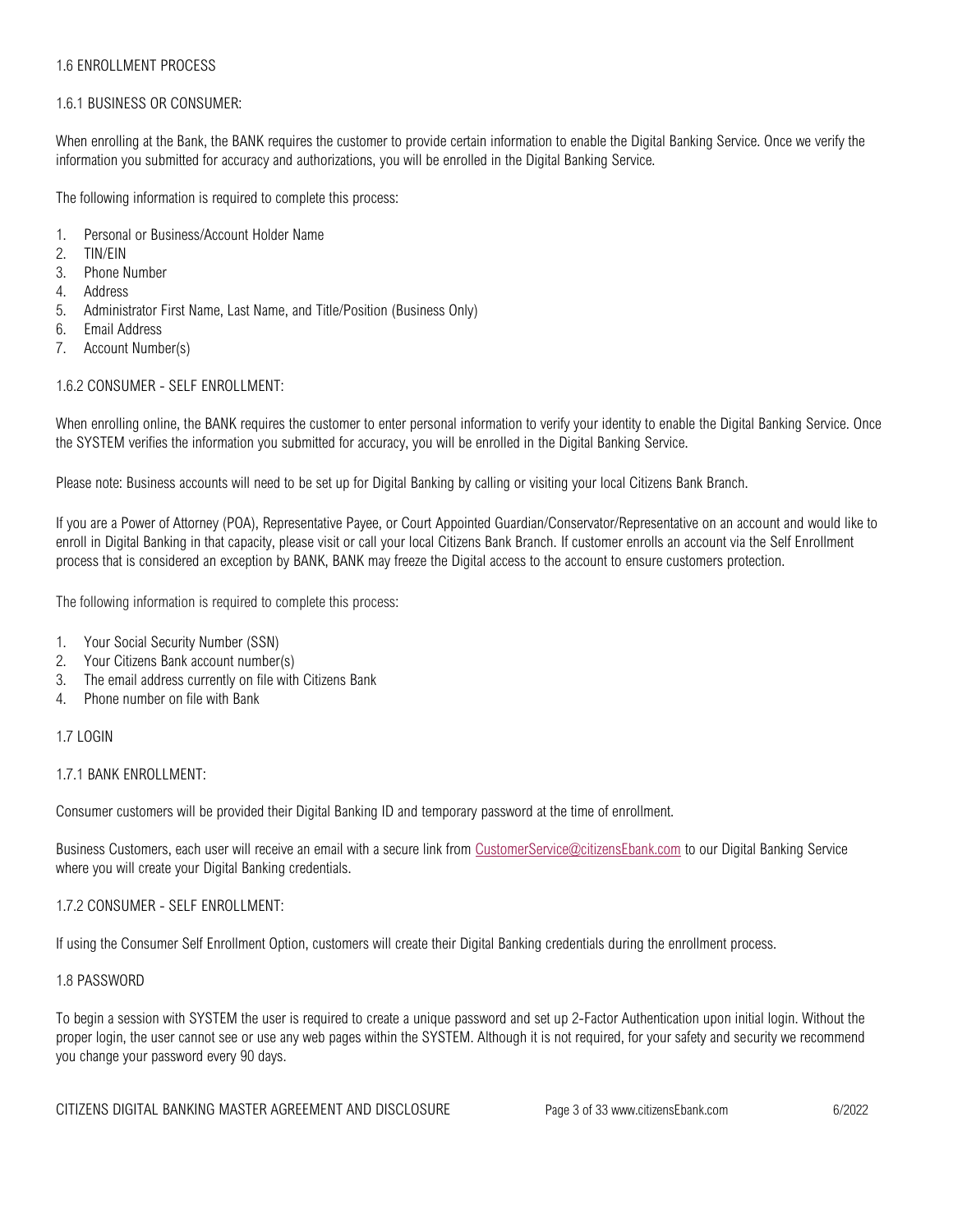1.6 ENROLLMENT PROCESS

1.6.1 BUSINESS OR CONSUMER:

When enrolling at the Bank, the BANK requires the customer to provide certain information to enable the Digital Banking Service. Once we verify the information you submitted for accuracy and authorizations, you will be enrolled in the Digital Banking Service.

The following information is required to complete this process:

1. Personal or Business/Account Holder Name
2. TIN/EIN
3. Phone Number
4. Address
5. Administrator First Name, Last Name, and Title/Position (Business Only)
6. Email Address
7. Account Number(s)

1.6.2 CONSUMER - SELF ENROLLMENT:

When enrolling online, the BANK requires the customer to enter personal information to verify your identity to enable the Digital Banking Service. Once the SYSTEM verifies the information you submitted for accuracy, you will be enrolled in the Digital Banking Service.

Please note: Business accounts will need to be set up for Digital Banking by calling or visiting your local Citizens Bank Branch.

If you are a Power of Attorney (POA), Representative Payee, or Court Appointed Guardian/Conservator/Representative on an account and would like to enroll in Digital Banking in that capacity, please visit or call your local Citizens Bank Branch. If customer enrolls an account via the Self Enrollment process that is considered an exception by BANK, BANK may freeze the Digital access to the account to ensure customers protection.

The following information is required to complete this process:

1. Your Social Security Number (SSN)
2. Your Citizens Bank account number(s)
3. The email address currently on file with Citizens Bank
4. Phone number on file with Bank

1.7 LOGIN

1.7.1 BANK ENROLLMENT:

Consumer customers will be provided their Digital Banking ID and temporary password at the time of enrollment.

Business Customers, each user will receive an email with a secure link from CustomerService@citizensEbank.com to our Digital Banking Service where you will create your Digital Banking credentials.

1.7.2 CONSUMER - SELF ENROLLMENT:

If using the Consumer Self Enrollment Option, customers will create their Digital Banking credentials during the enrollment process.

1.8 PASSWORD

To begin a session with SYSTEM the user is required to create a unique password and set up 2-Factor Authentication upon initial login. Without the proper login, the user cannot see or use any web pages within the SYSTEM. Although it is not required, for your safety and security we recommend you change your password every 90 days.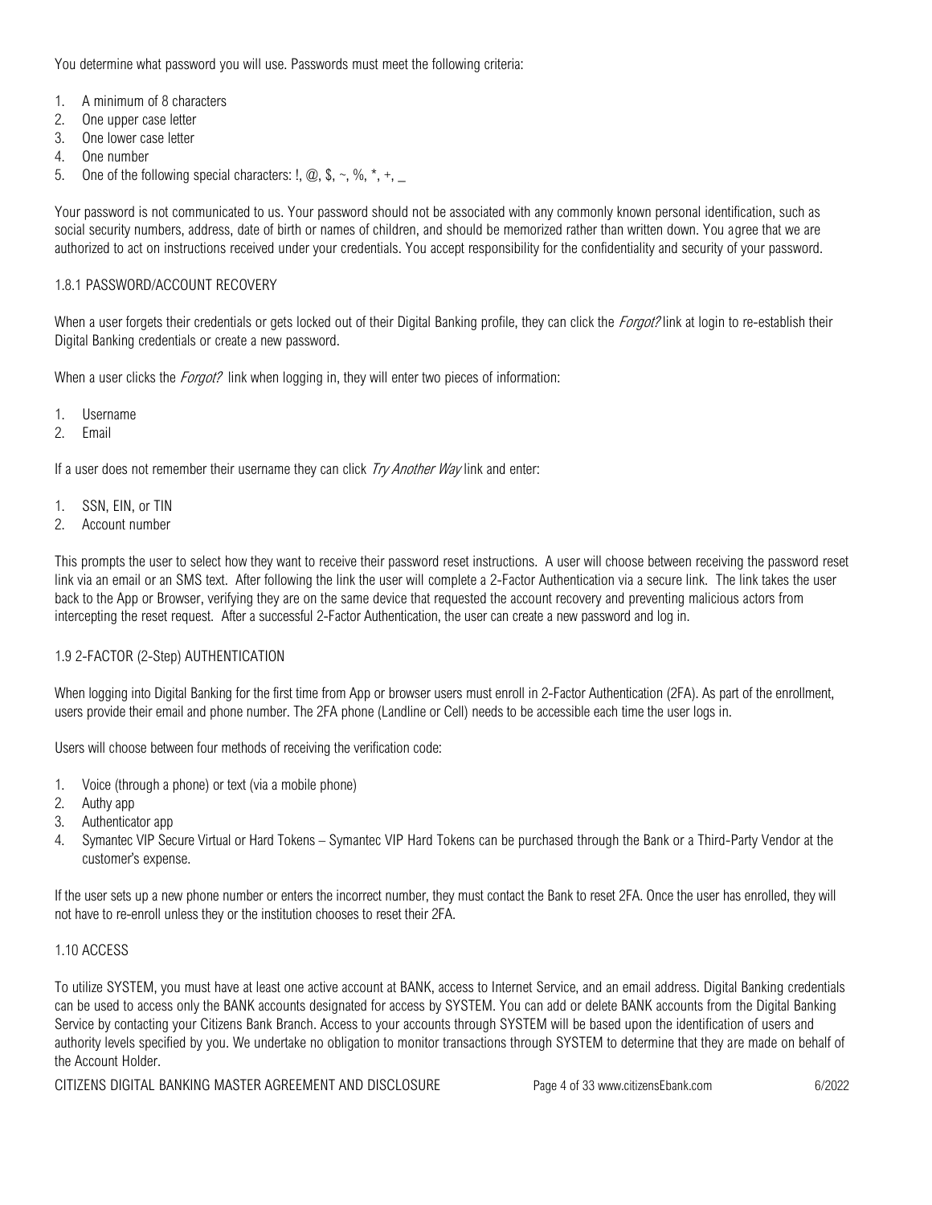You determine what password you will use. Passwords must meet the following criteria:

1. A minimum of 8 characters
2. One upper case letter
3. One lower case letter
4. One number
5. One of the following special characters: !, @, $, ~, %, *, +, _

Your password is not communicated to us. Your password should not be associated with any commonly known personal identification, such as social security numbers, address, date of birth or names of children, and should be memorized rather than written down. You agree that we are authorized to act on instructions received under your credentials. You accept responsibility for the confidentiality and security of your password.

### 1.8.1 PASSWORD/ACCOUNT RECOVERY

When a user forgets their credentials or gets locked out of their Digital Banking profile, they can click the *Forgot?* link at login to re-establish their Digital Banking credentials or create a new password.

When a user clicks the *Forgot?* link when logging in, they will enter two pieces of information:

1. Username
2. Email

If a user does not remember their username they can click *Try Another Way* link and enter:

1. SSN, EIN, or TIN
2. Account number

This prompts the user to select how they want to receive their password reset instructions. A user will choose between receiving the password reset link via an email or an SMS text. After following the link the user will complete a 2-Factor Authentication via a secure link. The link takes the user back to the App or Browser, verifying they are on the same device that requested the account recovery and preventing malicious actors from intercepting the reset request. After a successful 2-Factor Authentication, the user can create a new password and log in.

### 1.9 2-FACTOR (2-Step) AUTHENTICATION

When logging into Digital Banking for the first time from App or browser users must enroll in 2-Factor Authentication (2FA). As part of the enrollment, users provide their email and phone number. The 2FA phone (Landline or Cell) needs to be accessible each time the user logs in.

Users will choose between four methods of receiving the verification code:

1. Voice (through a phone) or text (via a mobile phone)
2. Authy app
3. Authenticator app
4. Symantec VIP Secure Virtual or Hard Tokens – Symantec VIP Hard Tokens can be purchased through the Bank or a Third-Party Vendor at the customer's expense.

If the user sets up a new phone number or enters the incorrect number, they must contact the Bank to reset 2FA. Once the user has enrolled, they will not have to re-enroll unless they or the institution chooses to reset their 2FA.

### 1.10 ACCESS

To utilize SYSTEM, you must have at least one active account at BANK, access to Internet Service, and an email address. Digital Banking credentials can be used to access only the BANK accounts designated for access by SYSTEM. You can add or delete BANK accounts from the Digital Banking Service by contacting your Citizens Bank Branch. Access to your accounts through SYSTEM will be based upon the identification of users and authority levels specified by you. We undertake no obligation to monitor transactions through SYSTEM to determine that they are made on behalf of the Account Holder.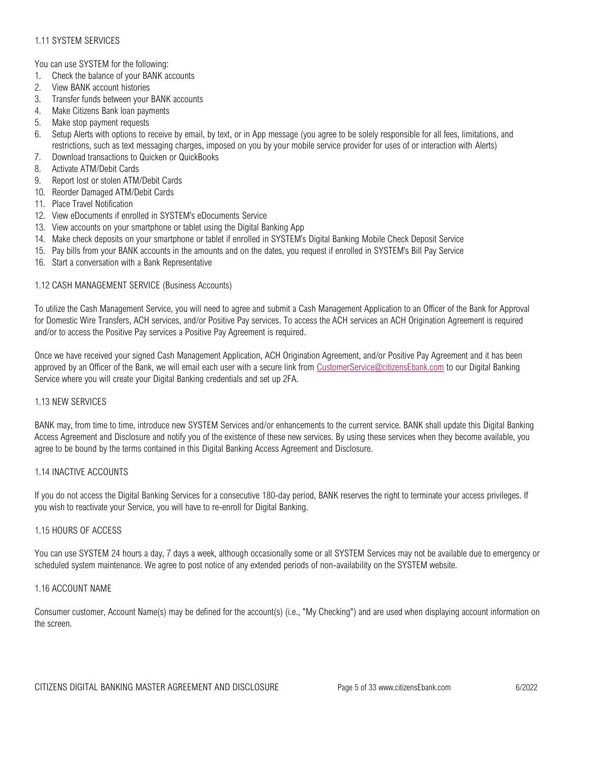### 1.11 SYSTEM SERVICES

You can use SYSTEM for the following:

1. Check the balance of your BANK accounts
2. View BANK account histories
3. Transfer funds between your BANK accounts
4. Make Citizens Bank loan payments
5. Make stop payment requests
6. Setup Alerts with options to receive by email, by text, or in App message (you agree to be solely responsible for all fees, limitations, and restrictions, such as text messaging charges, imposed on you by your mobile service provider for uses of or interaction with Alerts)
7. Download transactions to Quicken or QuickBooks
8. Activate ATM/Debit Cards
9. Report lost or stolen ATM/Debit Cards
10. Reorder Damaged ATM/Debit Cards
11. Place Travel Notification
12. View eDocuments if enrolled in SYSTEM's eDocuments Service
13. View accounts on your smartphone or tablet using the Digital Banking App
14. Make check deposits on your smartphone or tablet if enrolled in SYSTEM's Digital Banking Mobile Check Deposit Service
15. Pay bills from your BANK accounts in the amounts and on the dates, you request if enrolled in SYSTEM's Bill Pay Service
16. Start a conversation with a Bank Representative

### 1.12 CASH MANAGEMENT SERVICE (Business Accounts)

To utilize the Cash Management Service, you will need to agree and submit a Cash Management Application to an Officer of the Bank for Approval for Domestic Wire Transfers, ACH services, and/or Positive Pay services. To access the ACH services an ACH Origination Agreement is required and/or to access the Positive Pay services a Positive Pay Agreement is required.

Once we have received your signed Cash Management Application, ACH Origination Agreement, and/or Positive Pay Agreement and it has been approved by an Officer of the Bank, we will email each user with a secure link from CustomerService@citizensEbank.com to our Digital Banking Service where you will create your Digital Banking credentials and set up 2FA.

### 1.13 NEW SERVICES

BANK may, from time to time, introduce new SYSTEM Services and/or enhancements to the current service. BANK shall update this Digital Banking Access Agreement and Disclosure and notify you of the existence of these new services. By using these services when they become available, you agree to be bound by the terms contained in this Digital Banking Access Agreement and Disclosure.

### 1.14 INACTIVE ACCOUNTS

If you do not access the Digital Banking Services for a consecutive 180-day period, BANK reserves the right to terminate your access privileges. If you wish to reactivate your Service, you will have to re-enroll for Digital Banking.

### 1.15 HOURS OF ACCESS

You can use SYSTEM 24 hours a day, 7 days a week, although occasionally some or all SYSTEM Services may not be available due to emergency or scheduled system maintenance. We agree to post notice of any extended periods of non-availability on the SYSTEM website.

### 1.16 ACCOUNT NAME

Consumer customer, Account Name(s) may be defined for the account(s) (i.e., "My Checking") and are used when displaying account information on the screen.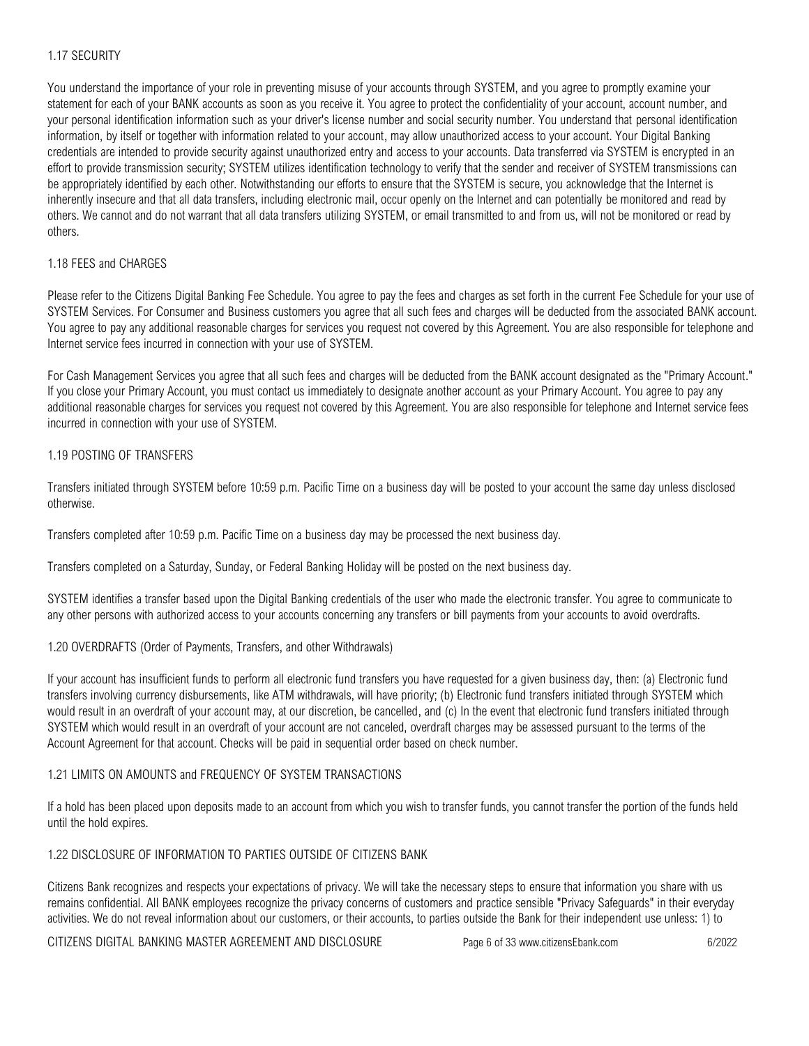### 1.17 SECURITY

You understand the importance of your role in preventing misuse of your accounts through SYSTEM, and you agree to promptly examine your statement for each of your BANK accounts as soon as you receive it. You agree to protect the confidentiality of your account, account number, and your personal identification information such as your driver's license number and social security number. You understand that personal identification information, by itself or together with information related to your account, may allow unauthorized access to your account. Your Digital Banking credentials are intended to provide security against unauthorized entry and access to your accounts. Data transferred via SYSTEM is encrypted in an effort to provide transmission security; SYSTEM utilizes identification technology to verify that the sender and receiver of SYSTEM transmissions can be appropriately identified by each other. Notwithstanding our efforts to ensure that the SYSTEM is secure, you acknowledge that the Internet is inherently insecure and that all data transfers, including electronic mail, occur openly on the Internet and can potentially be monitored and read by others. We cannot and do not warrant that all data transfers utilizing SYSTEM, or email transmitted to and from us, will not be monitored or read by others.

### 1.18 FEES and CHARGES

Please refer to the Citizens Digital Banking Fee Schedule. You agree to pay the fees and charges as set forth in the current Fee Schedule for your use of SYSTEM Services. For Consumer and Business customers you agree that all such fees and charges will be deducted from the associated BANK account. You agree to pay any additional reasonable charges for services you request not covered by this Agreement. You are also responsible for telephone and Internet service fees incurred in connection with your use of SYSTEM.

For Cash Management Services you agree that all such fees and charges will be deducted from the BANK account designated as the "Primary Account." If you close your Primary Account, you must contact us immediately to designate another account as your Primary Account. You agree to pay any additional reasonable charges for services you request not covered by this Agreement. You are also responsible for telephone and Internet service fees incurred in connection with your use of SYSTEM.

### 1.19 POSTING OF TRANSFERS

Transfers initiated through SYSTEM before 10:59 p.m. Pacific Time on a business day will be posted to your account the same day unless disclosed otherwise.

Transfers completed after 10:59 p.m. Pacific Time on a business day may be processed the next business day.

Transfers completed on a Saturday, Sunday, or Federal Banking Holiday will be posted on the next business day.

SYSTEM identifies a transfer based upon the Digital Banking credentials of the user who made the electronic transfer. You agree to communicate to any other persons with authorized access to your accounts concerning any transfers or bill payments from your accounts to avoid overdrafts.

### 1.20 OVERDRAFTS (Order of Payments, Transfers, and other Withdrawals)

If your account has insufficient funds to perform all electronic fund transfers you have requested for a given business day, then: (a) Electronic fund transfers involving currency disbursements, like ATM withdrawals, will have priority; (b) Electronic fund transfers initiated through SYSTEM which would result in an overdraft of your account may, at our discretion, be cancelled, and (c) In the event that electronic fund transfers initiated through SYSTEM which would result in an overdraft of your account are not canceled, overdraft charges may be assessed pursuant to the terms of the Account Agreement for that account. Checks will be paid in sequential order based on check number.

### 1.21 LIMITS ON AMOUNTS and FREQUENCY OF SYSTEM TRANSACTIONS

If a hold has been placed upon deposits made to an account from which you wish to transfer funds, you cannot transfer the portion of the funds held until the hold expires.

### 1.22 DISCLOSURE OF INFORMATION TO PARTIES OUTSIDE OF CITIZENS BANK

Citizens Bank recognizes and respects your expectations of privacy. We will take the necessary steps to ensure that information you share with us remains confidential. All BANK employees recognize the privacy concerns of customers and practice sensible "Privacy Safeguards" in their everyday activities. We do not reveal information about our customers, or their accounts, to parties outside the Bank for their independent use unless: 1) to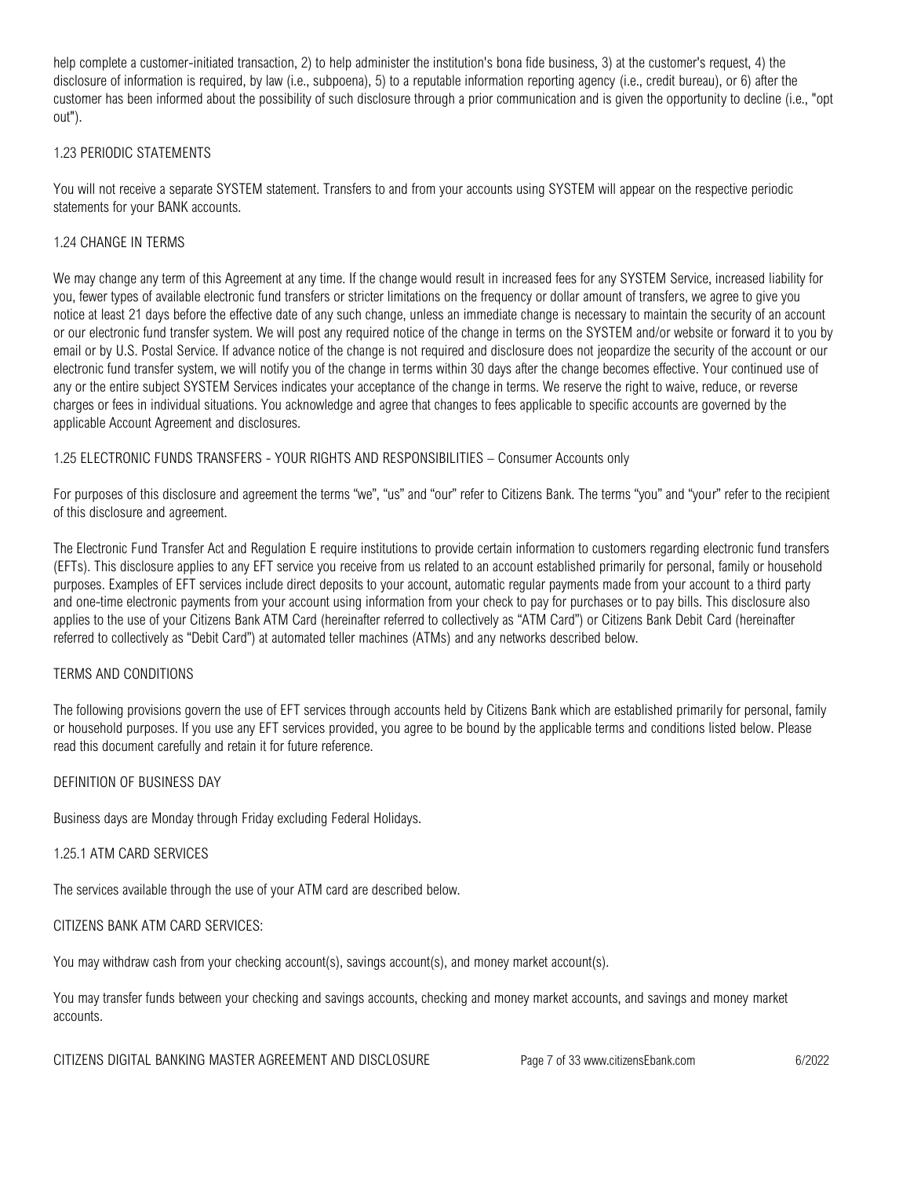help complete a customer-initiated transaction, 2) to help administer the institution's bona fide business, 3) at the customer's request, 4) the disclosure of information is required, by law (i.e., subpoena), 5) to a reputable information reporting agency (i.e., credit bureau), or 6) after the customer has been informed about the possibility of such disclosure through a prior communication and is given the opportunity to decline (i.e., "opt out").

## 1.23 PERIODIC STATEMENTS

You will not receive a separate SYSTEM statement. Transfers to and from your accounts using SYSTEM will appear on the respective periodic statements for your BANK accounts.

## 1.24 CHANGE IN TERMS

We may change any term of this Agreement at any time. If the change would result in increased fees for any SYSTEM Service, increased liability for you, fewer types of available electronic fund transfers or stricter limitations on the frequency or dollar amount of transfers, we agree to give you notice at least 21 days before the effective date of any such change, unless an immediate change is necessary to maintain the security of an account or our electronic fund transfer system. We will post any required notice of the change in terms on the SYSTEM and/or website or forward it to you by email or by U.S. Postal Service. If advance notice of the change is not required and disclosure does not jeopardize the security of the account or our electronic fund transfer system, we will notify you of the change in terms within 30 days after the change becomes effective. Your continued use of any or the entire subject SYSTEM Services indicates your acceptance of the change in terms. We reserve the right to waive, reduce, or reverse charges or fees in individual situations. You acknowledge and agree that changes to fees applicable to specific accounts are governed by the applicable Account Agreement and disclosures.

## 1.25 ELECTRONIC FUNDS TRANSFERS - YOUR RIGHTS AND RESPONSIBILITIES – Consumer Accounts only

For purposes of this disclosure and agreement the terms "we", "us" and "our" refer to Citizens Bank. The terms "you" and "your" refer to the recipient of this disclosure and agreement.

The Electronic Fund Transfer Act and Regulation E require institutions to provide certain information to customers regarding electronic fund transfers (EFTs). This disclosure applies to any EFT service you receive from us related to an account established primarily for personal, family or household purposes. Examples of EFT services include direct deposits to your account, automatic regular payments made from your account to a third party and one-time electronic payments from your account using information from your check to pay for purchases or to pay bills. This disclosure also applies to the use of your Citizens Bank ATM Card (hereinafter referred to collectively as "ATM Card") or Citizens Bank Debit Card (hereinafter referred to collectively as "Debit Card") at automated teller machines (ATMs) and any networks described below.

### TERMS AND CONDITIONS

The following provisions govern the use of EFT services through accounts held by Citizens Bank which are established primarily for personal, family or household purposes. If you use any EFT services provided, you agree to be bound by the applicable terms and conditions listed below. Please read this document carefully and retain it for future reference.

### DEFINITION OF BUSINESS DAY

Business days are Monday through Friday excluding Federal Holidays.

### 1.25.1 ATM CARD SERVICES

The services available through the use of your ATM card are described below.

CITIZENS BANK ATM CARD SERVICES:

You may withdraw cash from your checking account(s), savings account(s), and money market account(s).

You may transfer funds between your checking and savings accounts, checking and money market accounts, and savings and money market accounts.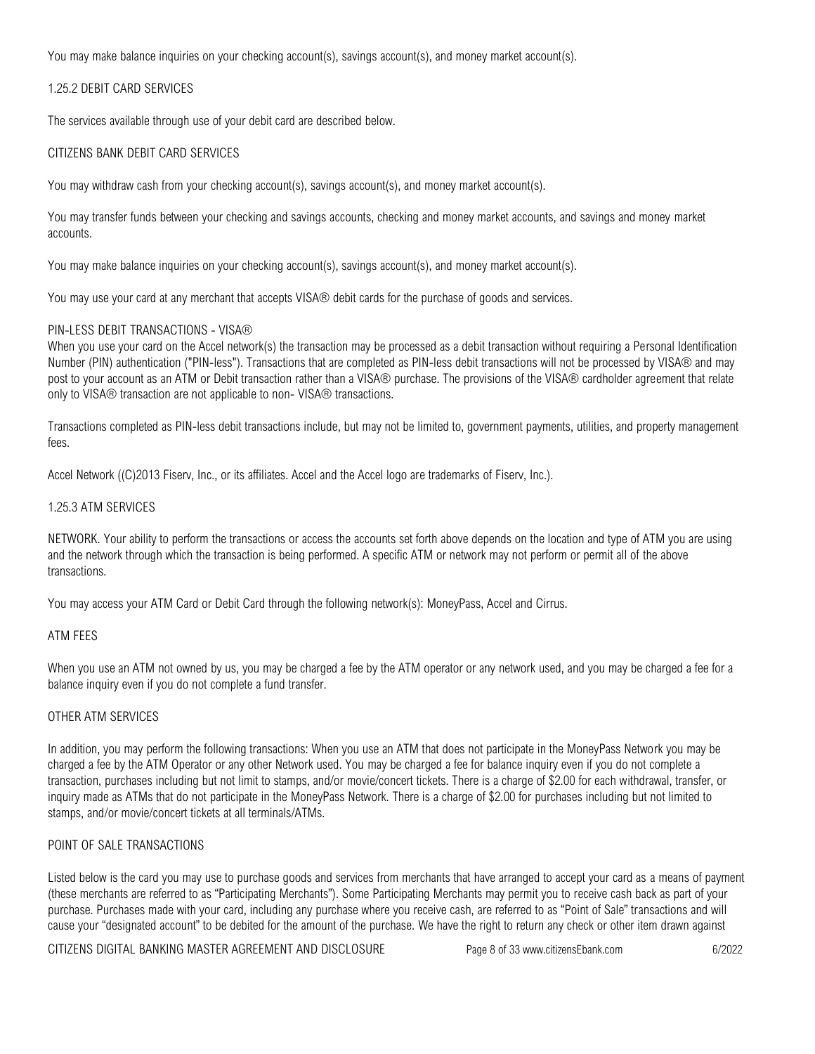You may make balance inquiries on your checking account(s), savings account(s), and money market account(s).

### 1.25.2 DEBIT CARD SERVICES

The services available through use of your debit card are described below.

#### CITIZENS BANK DEBIT CARD SERVICES

You may withdraw cash from your checking account(s), savings account(s), and money market account(s).

You may transfer funds between your checking and savings accounts, checking and money market accounts, and savings and money market accounts.

You may make balance inquiries on your checking account(s), savings account(s), and money market account(s).

You may use your card at any merchant that accepts VISA® debit cards for the purchase of goods and services.

#### PIN-LESS DEBIT TRANSACTIONS - VISA®

When you use your card on the Accel network(s) the transaction may be processed as a debit transaction without requiring a Personal Identification Number (PIN) authentication ("PIN-less"). Transactions that are completed as PIN-less debit transactions will not be processed by VISA® and may post to your account as an ATM or Debit transaction rather than a VISA® purchase. The provisions of the VISA® cardholder agreement that relate only to VISA® transaction are not applicable to non- VISA® transactions.

Transactions completed as PIN-less debit transactions include, but may not be limited to, government payments, utilities, and property management fees.

Accel Network ((C)2013 Fiserv, Inc., or its affiliates. Accel and the Accel logo are trademarks of Fiserv, Inc.).

### 1.25.3 ATM SERVICES

NETWORK. Your ability to perform the transactions or access the accounts set forth above depends on the location and type of ATM you are using and the network through which the transaction is being performed. A specific ATM or network may not perform or permit all of the above transactions.

You may access your ATM Card or Debit Card through the following network(s): MoneyPass, Accel and Cirrus.

#### ATM FEES

When you use an ATM not owned by us, you may be charged a fee by the ATM operator or any network used, and you may be charged a fee for a balance inquiry even if you do not complete a fund transfer.

#### OTHER ATM SERVICES

In addition, you may perform the following transactions: When you use an ATM that does not participate in the MoneyPass Network you may be charged a fee by the ATM Operator or any other Network used. You may be charged a fee for balance inquiry even if you do not complete a transaction, purchases including but not limit to stamps, and/or movie/concert tickets. There is a charge of $2.00 for each withdrawal, transfer, or inquiry made as ATMs that do not participate in the MoneyPass Network. There is a charge of $2.00 for purchases including but not limited to stamps, and/or movie/concert tickets at all terminals/ATMs.

#### POINT OF SALE TRANSACTIONS

Listed below is the card you may use to purchase goods and services from merchants that have arranged to accept your card as a means of payment (these merchants are referred to as "Participating Merchants"). Some Participating Merchants may permit you to receive cash back as part of your purchase. Purchases made with your card, including any purchase where you receive cash, are referred to as "Point of Sale" transactions and will cause your "designated account" to be debited for the amount of the purchase. We have the right to return any check or other item drawn against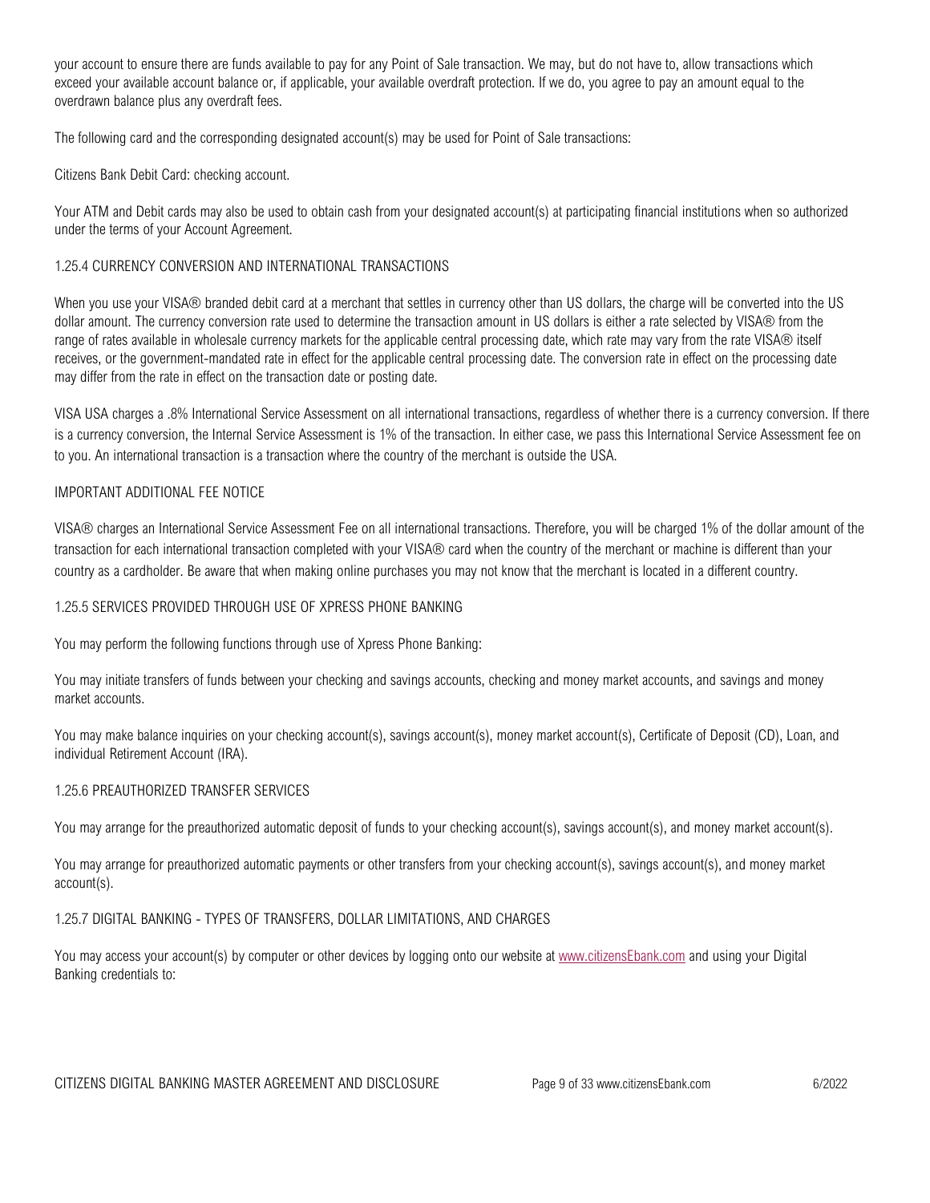your account to ensure there are funds available to pay for any Point of Sale transaction. We may, but do not have to, allow transactions which exceed your available account balance or, if applicable, your available overdraft protection. If we do, you agree to pay an amount equal to the overdrawn balance plus any overdraft fees.

The following card and the corresponding designated account(s) may be used for Point of Sale transactions:

Citizens Bank Debit Card: checking account.

Your ATM and Debit cards may also be used to obtain cash from your designated account(s) at participating financial institutions when so authorized under the terms of your Account Agreement.

### 1.25.4 CURRENCY CONVERSION AND INTERNATIONAL TRANSACTIONS

When you use your VISA® branded debit card at a merchant that settles in currency other than US dollars, the charge will be converted into the US dollar amount. The currency conversion rate used to determine the transaction amount in US dollars is either a rate selected by VISA® from the range of rates available in wholesale currency markets for the applicable central processing date, which rate may vary from the rate VISA® itself receives, or the government-mandated rate in effect for the applicable central processing date. The conversion rate in effect on the processing date may differ from the rate in effect on the transaction date or posting date.

VISA USA charges a .8% International Service Assessment on all international transactions, regardless of whether there is a currency conversion. If there is a currency conversion, the Internal Service Assessment is 1% of the transaction. In either case, we pass this International Service Assessment fee on to you. An international transaction is a transaction where the country of the merchant is outside the USA.

### IMPORTANT ADDITIONAL FEE NOTICE

VISA® charges an International Service Assessment Fee on all international transactions. Therefore, you will be charged 1% of the dollar amount of the transaction for each international transaction completed with your VISA® card when the country of the merchant or machine is different than your country as a cardholder. Be aware that when making online purchases you may not know that the merchant is located in a different country.

### 1.25.5 SERVICES PROVIDED THROUGH USE OF XPRESS PHONE BANKING

You may perform the following functions through use of Xpress Phone Banking:

You may initiate transfers of funds between your checking and savings accounts, checking and money market accounts, and savings and money market accounts.

You may make balance inquiries on your checking account(s), savings account(s), money market account(s), Certificate of Deposit (CD), Loan, and individual Retirement Account (IRA).

### 1.25.6 PREAUTHORIZED TRANSFER SERVICES

You may arrange for the preauthorized automatic deposit of funds to your checking account(s), savings account(s), and money market account(s).

You may arrange for preauthorized automatic payments or other transfers from your checking account(s), savings account(s), and money market account(s).

### 1.25.7 DIGITAL BANKING - TYPES OF TRANSFERS, DOLLAR LIMITATIONS, AND CHARGES

You may access your account(s) by computer or other devices by logging onto our website at www.citizensEbank.com and using your Digital Banking credentials to: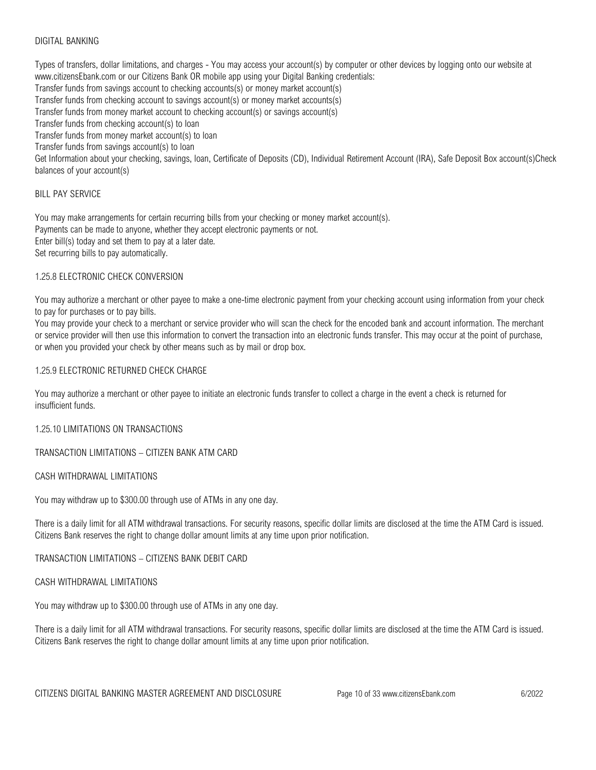DIGITAL BANKING

Types of transfers, dollar limitations, and charges - You may access your account(s) by computer or other devices by logging onto our website at www.citizensEbank.com or our Citizens Bank OR mobile app using your Digital Banking credentials:

Transfer funds from savings account to checking accounts(s) or money market account(s)

Transfer funds from checking account to savings account(s) or money market accounts(s)

Transfer funds from money market account to checking account(s) or savings account(s)

Transfer funds from checking account(s) to loan

Transfer funds from money market account(s) to loan

Transfer funds from savings account(s) to loan

Get Information about your checking, savings, loan, Certificate of Deposits (CD), Individual Retirement Account (IRA), Safe Deposit Box account(s)Check balances of your account(s)

BILL PAY SERVICE

You may make arrangements for certain recurring bills from your checking or money market account(s).

Payments can be made to anyone, whether they accept electronic payments or not.

Enter bill(s) today and set them to pay at a later date.

Set recurring bills to pay automatically.

1.25.8 ELECTRONIC CHECK CONVERSION

You may authorize a merchant or other payee to make a one-time electronic payment from your checking account using information from your check to pay for purchases or to pay bills.

You may provide your check to a merchant or service provider who will scan the check for the encoded bank and account information. The merchant or service provider will then use this information to convert the transaction into an electronic funds transfer. This may occur at the point of purchase, or when you provided your check by other means such as by mail or drop box.

1.25.9 ELECTRONIC RETURNED CHECK CHARGE

You may authorize a merchant or other payee to initiate an electronic funds transfer to collect a charge in the event a check is returned for insufficient funds.

1.25.10 LIMITATIONS ON TRANSACTIONS

TRANSACTION LIMITATIONS – CITIZEN BANK ATM CARD

CASH WITHDRAWAL LIMITATIONS

You may withdraw up to $300.00 through use of ATMs in any one day.

There is a daily limit for all ATM withdrawal transactions. For security reasons, specific dollar limits are disclosed at the time the ATM Card is issued. Citizens Bank reserves the right to change dollar amount limits at any time upon prior notification.

TRANSACTION LIMITATIONS – CITIZENS BANK DEBIT CARD

CASH WITHDRAWAL LIMITATIONS

You may withdraw up to $300.00 through use of ATMs in any one day.

There is a daily limit for all ATM withdrawal transactions. For security reasons, specific dollar limits are disclosed at the time the ATM Card is issued. Citizens Bank reserves the right to change dollar amount limits at any time upon prior notification.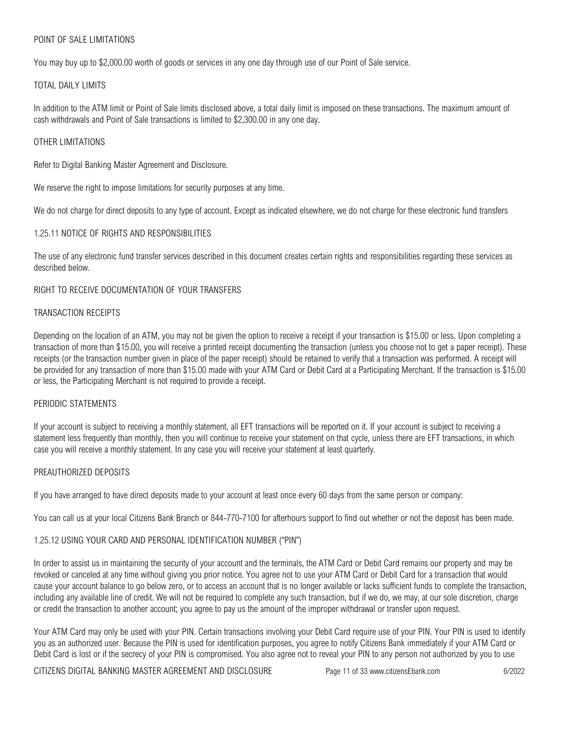### POINT OF SALE LIMITATIONS

You may buy up to $2,000.00 worth of goods or services in any one day through use of our Point of Sale service.

### TOTAL DAILY LIMITS

In addition to the ATM limit or Point of Sale limits disclosed above, a total daily limit is imposed on these transactions. The maximum amount of cash withdrawals and Point of Sale transactions is limited to $2,300.00 in any one day.

### OTHER LIMITATIONS

Refer to Digital Banking Master Agreement and Disclosure.

We reserve the right to impose limitations for security purposes at any time.

We do not charge for direct deposits to any type of account. Except as indicated elsewhere, we do not charge for these electronic fund transfers

## 1.25.11 NOTICE OF RIGHTS AND RESPONSIBILITIES

The use of any electronic fund transfer services described in this document creates certain rights and responsibilities regarding these services as described below.

### RIGHT TO RECEIVE DOCUMENTATION OF YOUR TRANSFERS

### TRANSACTION RECEIPTS

Depending on the location of an ATM, you may not be given the option to receive a receipt if your transaction is $15.00 or less. Upon completing a transaction of more than $15.00, you will receive a printed receipt documenting the transaction (unless you choose not to get a paper receipt). These receipts (or the transaction number given in place of the paper receipt) should be retained to verify that a transaction was performed. A receipt will be provided for any transaction of more than $15.00 made with your ATM Card or Debit Card at a Participating Merchant. If the transaction is $15.00 or less, the Participating Merchant is not required to provide a receipt.

### PERIODIC STATEMENTS

If your account is subject to receiving a monthly statement, all EFT transactions will be reported on it. If your account is subject to receiving a statement less frequently than monthly, then you will continue to receive your statement on that cycle, unless there are EFT transactions, in which case you will receive a monthly statement. In any case you will receive your statement at least quarterly.

### PREAUTHORIZED DEPOSITS

If you have arranged to have direct deposits made to your account at least once every 60 days from the same person or company:

You can call us at your local Citizens Bank Branch or 844-770-7100 for afterhours support to find out whether or not the deposit has been made.

## 1.25.12 USING YOUR CARD AND PERSONAL IDENTIFICATION NUMBER ("PIN")

In order to assist us in maintaining the security of your account and the terminals, the ATM Card or Debit Card remains our property and may be revoked or canceled at any time without giving you prior notice. You agree not to use your ATM Card or Debit Card for a transaction that would cause your account balance to go below zero, or to access an account that is no longer available or lacks sufficient funds to complete the transaction, including any available line of credit. We will not be required to complete any such transaction, but if we do, we may, at our sole discretion, charge or credit the transaction to another account; you agree to pay us the amount of the improper withdrawal or transfer upon request.

Your ATM Card may only be used with your PIN. Certain transactions involving your Debit Card require use of your PIN. Your PIN is used to identify you as an authorized user. Because the PIN is used for identification purposes, you agree to notify Citizens Bank immediately if your ATM Card or Debit Card is lost or if the secrecy of your PIN is compromised. You also agree not to reveal your PIN to any person not authorized by you to use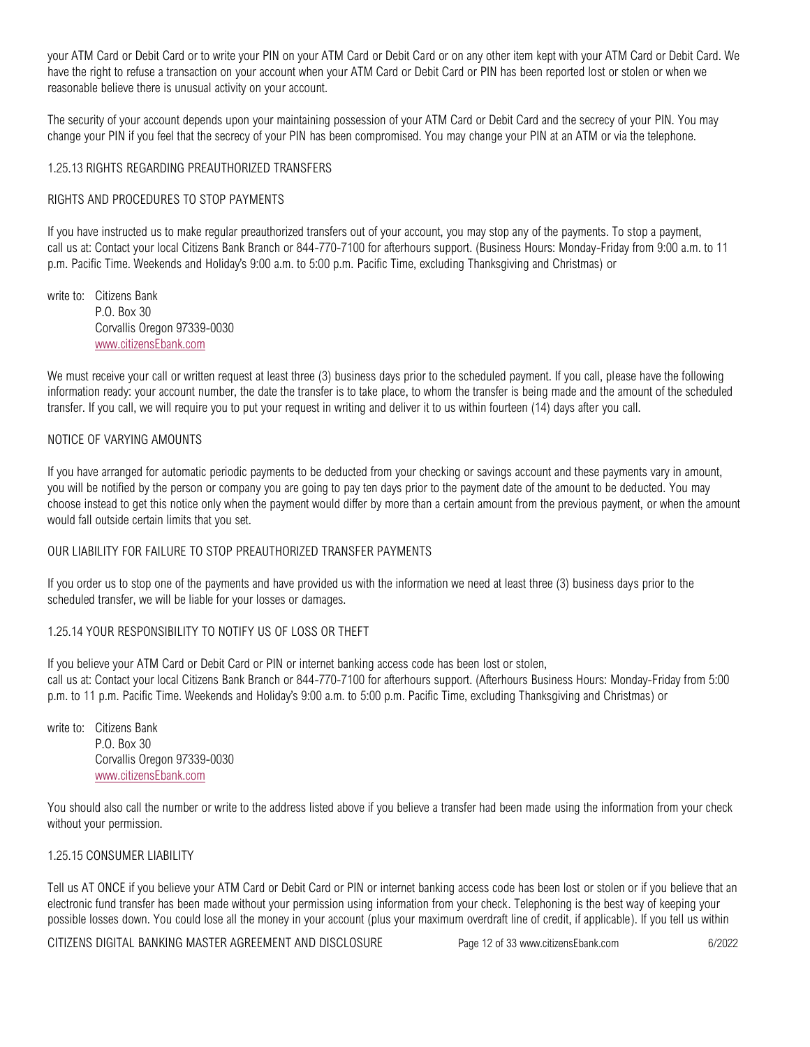your ATM Card or Debit Card or to write your PIN on your ATM Card or Debit Card or on any other item kept with your ATM Card or Debit Card. We have the right to refuse a transaction on your account when your ATM Card or Debit Card or PIN has been reported lost or stolen or when we reasonable believe there is unusual activity on your account.

The security of your account depends upon your maintaining possession of your ATM Card or Debit Card and the secrecy of your PIN. You may change your PIN if you feel that the secrecy of your PIN has been compromised. You may change your PIN at an ATM or via the telephone.

### 1.25.13 RIGHTS REGARDING PREAUTHORIZED TRANSFERS

#### RIGHTS AND PROCEDURES TO STOP PAYMENTS

If you have instructed us to make regular preauthorized transfers out of your account, you may stop any of the payments. To stop a payment, call us at: Contact your local Citizens Bank Branch or 844-770-7100 for afterhours support. (Business Hours: Monday-Friday from 9:00 a.m. to 11 p.m. Pacific Time. Weekends and Holiday's 9:00 a.m. to 5:00 p.m. Pacific Time, excluding Thanksgiving and Christmas) or

write to: Citizens Bank
P.O. Box 30
Corvallis Oregon 97339-0030
www.citizensEbank.com

We must receive your call or written request at least three (3) business days prior to the scheduled payment. If you call, please have the following information ready: your account number, the date the transfer is to take place, to whom the transfer is being made and the amount of the scheduled transfer. If you call, we will require you to put your request in writing and deliver it to us within fourteen (14) days after you call.

#### NOTICE OF VARYING AMOUNTS

If you have arranged for automatic periodic payments to be deducted from your checking or savings account and these payments vary in amount, you will be notified by the person or company you are going to pay ten days prior to the payment date of the amount to be deducted. You may choose instead to get this notice only when the payment would differ by more than a certain amount from the previous payment, or when the amount would fall outside certain limits that you set.

#### OUR LIABILITY FOR FAILURE TO STOP PREAUTHORIZED TRANSFER PAYMENTS

If you order us to stop one of the payments and have provided us with the information we need at least three (3) business days prior to the scheduled transfer, we will be liable for your losses or damages.

### 1.25.14 YOUR RESPONSIBILITY TO NOTIFY US OF LOSS OR THEFT

If you believe your ATM Card or Debit Card or PIN or internet banking access code has been lost or stolen,
call us at: Contact your local Citizens Bank Branch or 844-770-7100 for afterhours support. (Afterhours Business Hours: Monday-Friday from 5:00 p.m. to 11 p.m. Pacific Time. Weekends and Holiday's 9:00 a.m. to 5:00 p.m. Pacific Time, excluding Thanksgiving and Christmas) or

write to: Citizens Bank
P.O. Box 30
Corvallis Oregon 97339-0030
www.citizensEbank.com

You should also call the number or write to the address listed above if you believe a transfer had been made using the information from your check without your permission.

### 1.25.15 CONSUMER LIABILITY

Tell us AT ONCE if you believe your ATM Card or Debit Card or PIN or internet banking access code has been lost or stolen or if you believe that an electronic fund transfer has been made without your permission using information from your check. Telephoning is the best way of keeping your possible losses down. You could lose all the money in your account (plus your maximum overdraft line of credit, if applicable). If you tell us within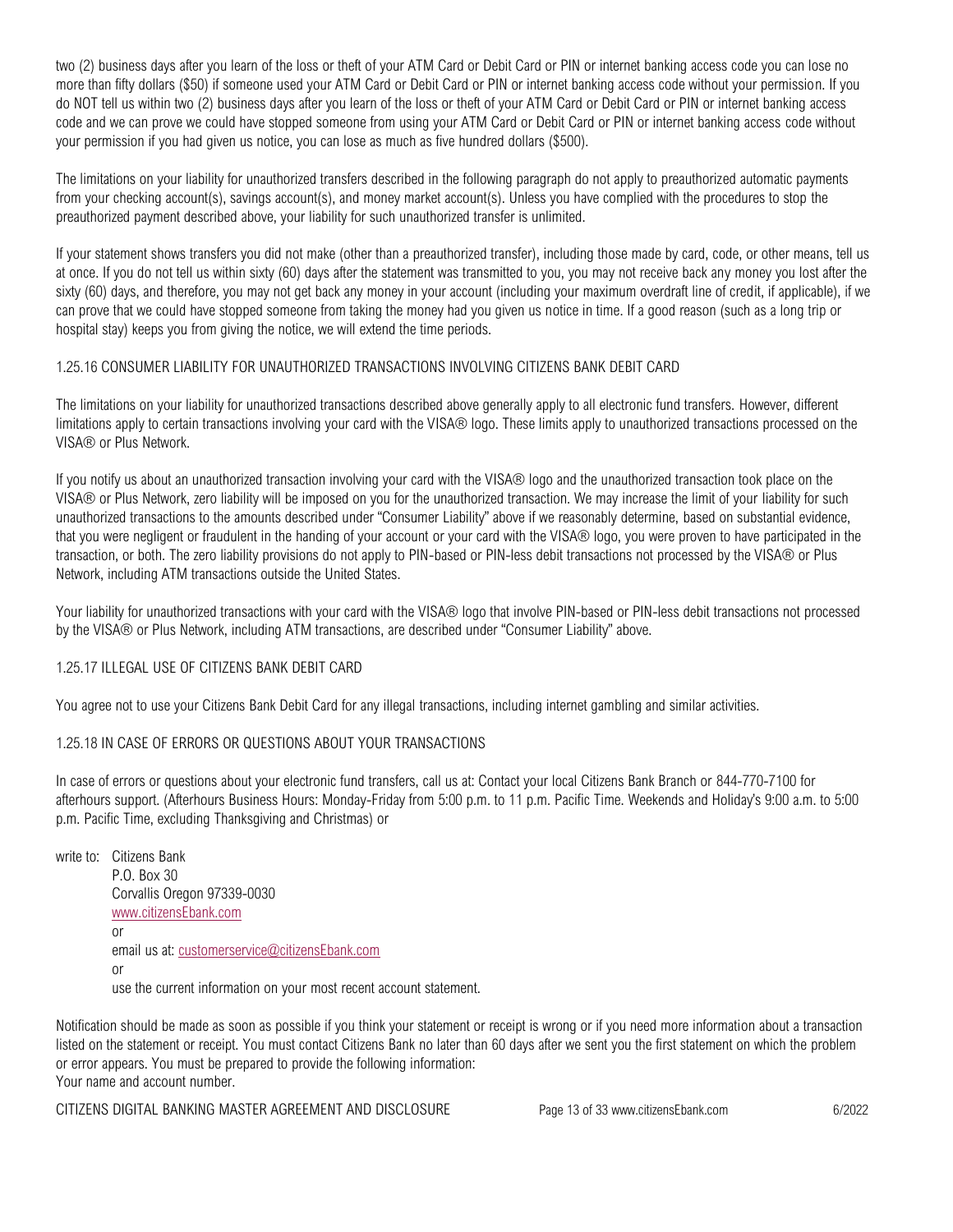two (2) business days after you learn of the loss or theft of your ATM Card or Debit Card or PIN or internet banking access code you can lose no more than fifty dollars ($50) if someone used your ATM Card or Debit Card or PIN or internet banking access code without your permission. If you do NOT tell us within two (2) business days after you learn of the loss or theft of your ATM Card or Debit Card or PIN or internet banking access code and we can prove we could have stopped someone from using your ATM Card or Debit Card or PIN or internet banking access code without your permission if you had given us notice, you can lose as much as five hundred dollars ($500).

The limitations on your liability for unauthorized transfers described in the following paragraph do not apply to preauthorized automatic payments from your checking account(s), savings account(s), and money market account(s). Unless you have complied with the procedures to stop the preauthorized payment described above, your liability for such unauthorized transfer is unlimited.

If your statement shows transfers you did not make (other than a preauthorized transfer), including those made by card, code, or other means, tell us at once. If you do not tell us within sixty (60) days after the statement was transmitted to you, you may not receive back any money you lost after the sixty (60) days, and therefore, you may not get back any money in your account (including your maximum overdraft line of credit, if applicable), if we can prove that we could have stopped someone from taking the money had you given us notice in time. If a good reason (such as a long trip or hospital stay) keeps you from giving the notice, we will extend the time periods.

### 1.25.16 CONSUMER LIABILITY FOR UNAUTHORIZED TRANSACTIONS INVOLVING CITIZENS BANK DEBIT CARD

The limitations on your liability for unauthorized transactions described above generally apply to all electronic fund transfers. However, different limitations apply to certain transactions involving your card with the VISA® logo. These limits apply to unauthorized transactions processed on the VISA® or Plus Network.

If you notify us about an unauthorized transaction involving your card with the VISA® logo and the unauthorized transaction took place on the VISA® or Plus Network, zero liability will be imposed on you for the unauthorized transaction. We may increase the limit of your liability for such unauthorized transactions to the amounts described under "Consumer Liability" above if we reasonably determine, based on substantial evidence, that you were negligent or fraudulent in the handing of your account or your card with the VISA® logo, you were proven to have participated in the transaction, or both. The zero liability provisions do not apply to PIN-based or PIN-less debit transactions not processed by the VISA® or Plus Network, including ATM transactions outside the United States.

Your liability for unauthorized transactions with your card with the VISA® logo that involve PIN-based or PIN-less debit transactions not processed by the VISA® or Plus Network, including ATM transactions, are described under "Consumer Liability" above.

### 1.25.17 ILLEGAL USE OF CITIZENS BANK DEBIT CARD

You agree not to use your Citizens Bank Debit Card for any illegal transactions, including internet gambling and similar activities.

### 1.25.18 IN CASE OF ERRORS OR QUESTIONS ABOUT YOUR TRANSACTIONS

In case of errors or questions about your electronic fund transfers, call us at: Contact your local Citizens Bank Branch or 844-770-7100 for afterhours support. (Afterhours Business Hours: Monday-Friday from 5:00 p.m. to 11 p.m. Pacific Time. Weekends and Holiday's 9:00 a.m. to 5:00 p.m. Pacific Time, excluding Thanksgiving and Christmas) or

write to: Citizens Bank
P.O. Box 30
Corvallis Oregon 97339-0030
www.citizensEbank.com
or
email us at: customerservice@citizensEbank.com
or
use the current information on your most recent account statement.

Notification should be made as soon as possible if you think your statement or receipt is wrong or if you need more information about a transaction listed on the statement or receipt. You must contact Citizens Bank no later than 60 days after we sent you the first statement on which the problem or error appears. You must be prepared to provide the following information:
Your name and account number.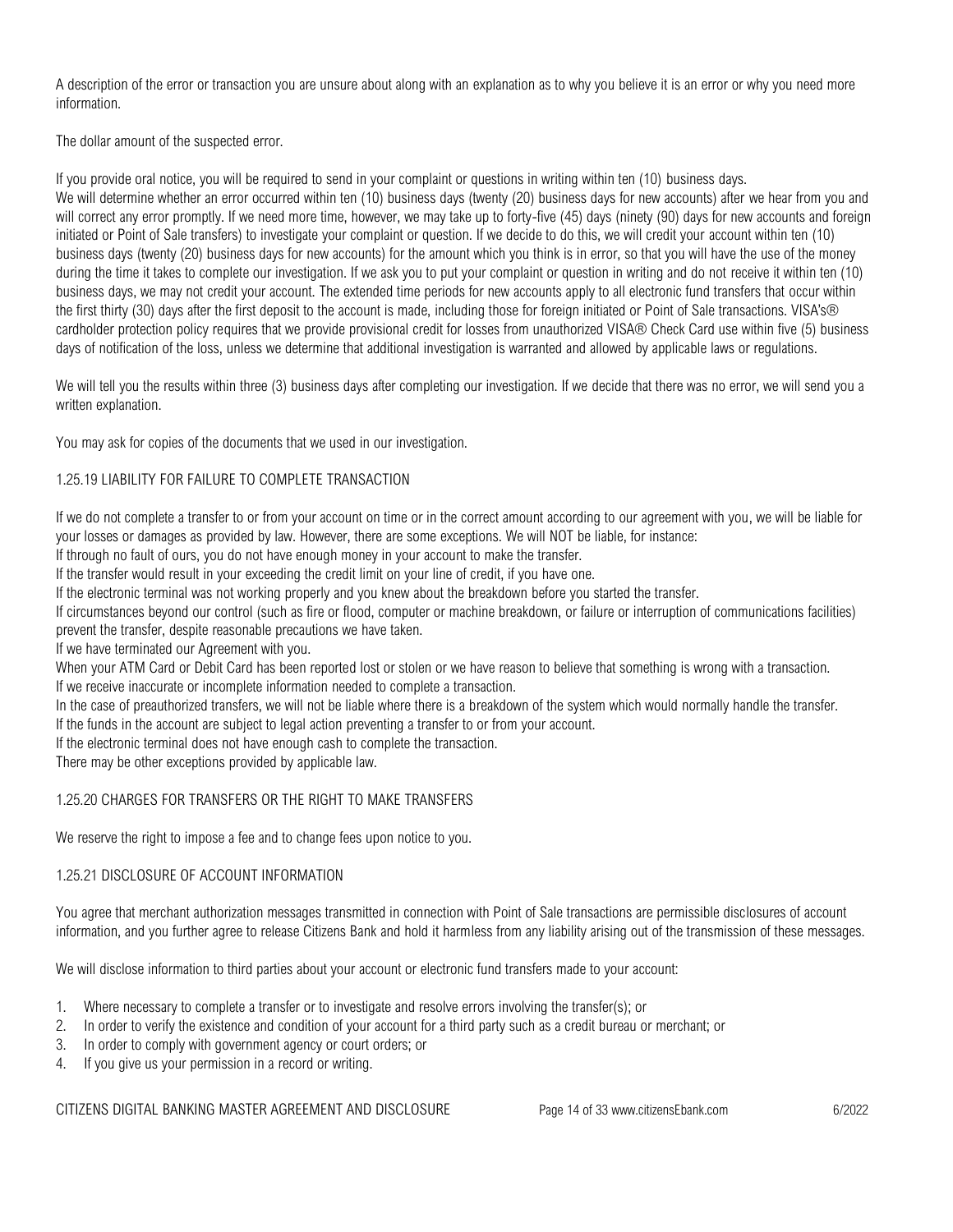A description of the error or transaction you are unsure about along with an explanation as to why you believe it is an error or why you need more information.

The dollar amount of the suspected error.

If you provide oral notice, you will be required to send in your complaint or questions in writing within ten (10) business days.
We will determine whether an error occurred within ten (10) business days (twenty (20) business days for new accounts) after we hear from you and will correct any error promptly. If we need more time, however, we may take up to forty-five (45) days (ninety (90) days for new accounts and foreign initiated or Point of Sale transfers) to investigate your complaint or question. If we decide to do this, we will credit your account within ten (10) business days (twenty (20) business days for new accounts) for the amount which you think is in error, so that you will have the use of the money during the time it takes to complete our investigation. If we ask you to put your complaint or question in writing and do not receive it within ten (10) business days, we may not credit your account. The extended time periods for new accounts apply to all electronic fund transfers that occur within the first thirty (30) days after the first deposit to the account is made, including those for foreign initiated or Point of Sale transactions. VISA's® cardholder protection policy requires that we provide provisional credit for losses from unauthorized VISA® Check Card use within five (5) business days of notification of the loss, unless we determine that additional investigation is warranted and allowed by applicable laws or regulations.

We will tell you the results within three (3) business days after completing our investigation. If we decide that there was no error, we will send you a written explanation.

You may ask for copies of the documents that we used in our investigation.

### 1.25.19 LIABILITY FOR FAILURE TO COMPLETE TRANSACTION

If we do not complete a transfer to or from your account on time or in the correct amount according to our agreement with you, we will be liable for your losses or damages as provided by law. However, there are some exceptions. We will NOT be liable, for instance:
If through no fault of ours, you do not have enough money in your account to make the transfer.
If the transfer would result in your exceeding the credit limit on your line of credit, if you have one.
If the electronic terminal was not working properly and you knew about the breakdown before you started the transfer.
If circumstances beyond our control (such as fire or flood, computer or machine breakdown, or failure or interruption of communications facilities) prevent the transfer, despite reasonable precautions we have taken.
If we have terminated our Agreement with you.
When your ATM Card or Debit Card has been reported lost or stolen or we have reason to believe that something is wrong with a transaction.
If we receive inaccurate or incomplete information needed to complete a transaction.
In the case of preauthorized transfers, we will not be liable where there is a breakdown of the system which would normally handle the transfer.
If the funds in the account are subject to legal action preventing a transfer to or from your account.
If the electronic terminal does not have enough cash to complete the transaction.
There may be other exceptions provided by applicable law.

### 1.25.20 CHARGES FOR TRANSFERS OR THE RIGHT TO MAKE TRANSFERS

We reserve the right to impose a fee and to change fees upon notice to you.

### 1.25.21 DISCLOSURE OF ACCOUNT INFORMATION

You agree that merchant authorization messages transmitted in connection with Point of Sale transactions are permissible disclosures of account information, and you further agree to release Citizens Bank and hold it harmless from any liability arising out of the transmission of these messages.

We will disclose information to third parties about your account or electronic fund transfers made to your account:

1. Where necessary to complete a transfer or to investigate and resolve errors involving the transfer(s); or
2. In order to verify the existence and condition of your account for a third party such as a credit bureau or merchant; or
3. In order to comply with government agency or court orders; or
4. If you give us your permission in a record or writing.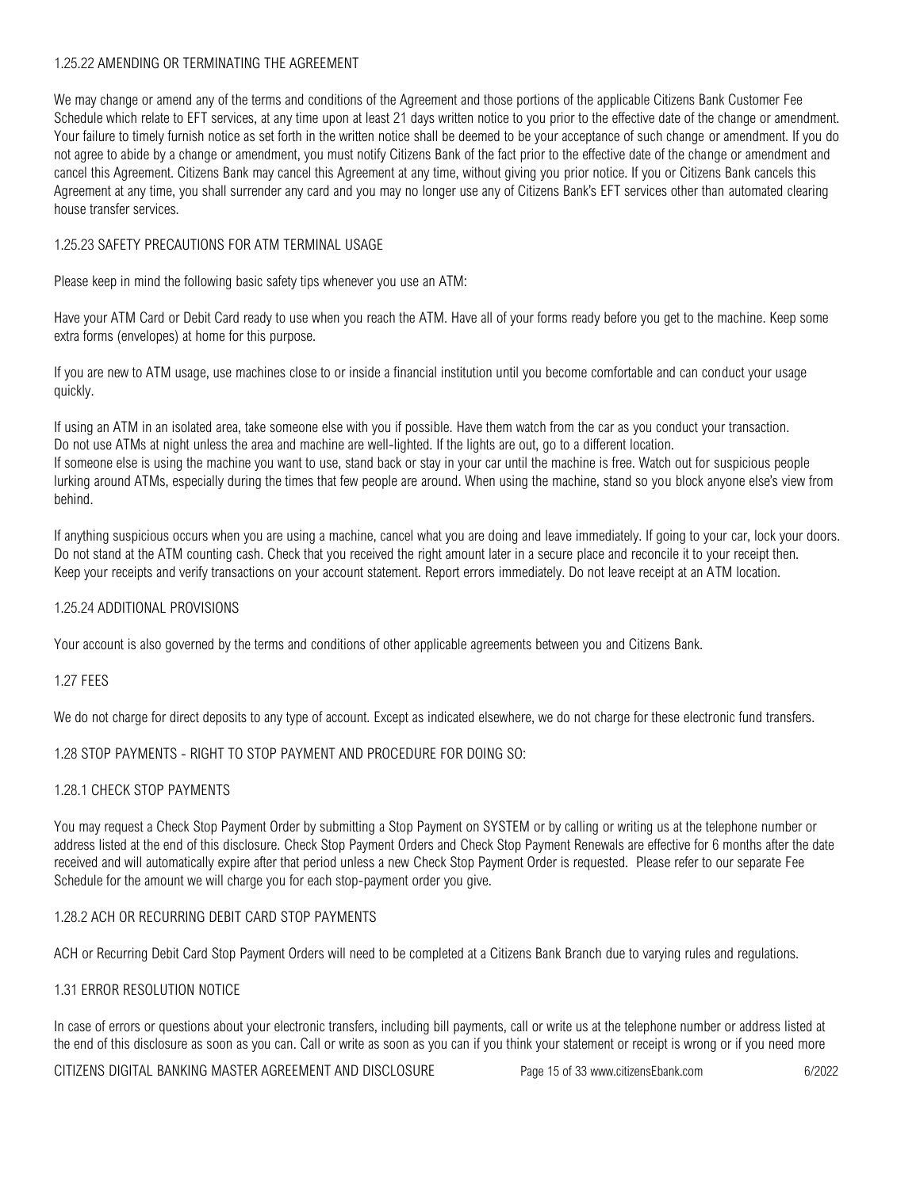### 1.25.22 AMENDING OR TERMINATING THE AGREEMENT

We may change or amend any of the terms and conditions of the Agreement and those portions of the applicable Citizens Bank Customer Fee Schedule which relate to EFT services, at any time upon at least 21 days written notice to you prior to the effective date of the change or amendment. Your failure to timely furnish notice as set forth in the written notice shall be deemed to be your acceptance of such change or amendment. If you do not agree to abide by a change or amendment, you must notify Citizens Bank of the fact prior to the effective date of the change or amendment and cancel this Agreement. Citizens Bank may cancel this Agreement at any time, without giving you prior notice. If you or Citizens Bank cancels this Agreement at any time, you shall surrender any card and you may no longer use any of Citizens Bank's EFT services other than automated clearing house transfer services.

### 1.25.23 SAFETY PRECAUTIONS FOR ATM TERMINAL USAGE

Please keep in mind the following basic safety tips whenever you use an ATM:

Have your ATM Card or Debit Card ready to use when you reach the ATM. Have all of your forms ready before you get to the machine. Keep some extra forms (envelopes) at home for this purpose.

If you are new to ATM usage, use machines close to or inside a financial institution until you become comfortable and can conduct your usage quickly.

If using an ATM in an isolated area, take someone else with you if possible. Have them watch from the car as you conduct your transaction.
Do not use ATMs at night unless the area and machine are well-lighted. If the lights are out, go to a different location.
If someone else is using the machine you want to use, stand back or stay in your car until the machine is free. Watch out for suspicious people lurking around ATMs, especially during the times that few people are around. When using the machine, stand so you block anyone else's view from behind.

If anything suspicious occurs when you are using a machine, cancel what you are doing and leave immediately. If going to your car, lock your doors.
Do not stand at the ATM counting cash. Check that you received the right amount later in a secure place and reconcile it to your receipt then.
Keep your receipts and verify transactions on your account statement. Report errors immediately. Do not leave receipt at an ATM location.

### 1.25.24 ADDITIONAL PROVISIONS

Your account is also governed by the terms and conditions of other applicable agreements between you and Citizens Bank.

### 1.27 FEES

We do not charge for direct deposits to any type of account. Except as indicated elsewhere, we do not charge for these electronic fund transfers.

### 1.28 STOP PAYMENTS - RIGHT TO STOP PAYMENT AND PROCEDURE FOR DOING SO:

### 1.28.1 CHECK STOP PAYMENTS

You may request a Check Stop Payment Order by submitting a Stop Payment on SYSTEM or by calling or writing us at the telephone number or address listed at the end of this disclosure. Check Stop Payment Orders and Check Stop Payment Renewals are effective for 6 months after the date received and will automatically expire after that period unless a new Check Stop Payment Order is requested. Please refer to our separate Fee Schedule for the amount we will charge you for each stop-payment order you give.

### 1.28.2 ACH OR RECURRING DEBIT CARD STOP PAYMENTS

ACH or Recurring Debit Card Stop Payment Orders will need to be completed at a Citizens Bank Branch due to varying rules and regulations.

### 1.31 ERROR RESOLUTION NOTICE

In case of errors or questions about your electronic transfers, including bill payments, call or write us at the telephone number or address listed at the end of this disclosure as soon as you can. Call or write as soon as you can if you think your statement or receipt is wrong or if you need more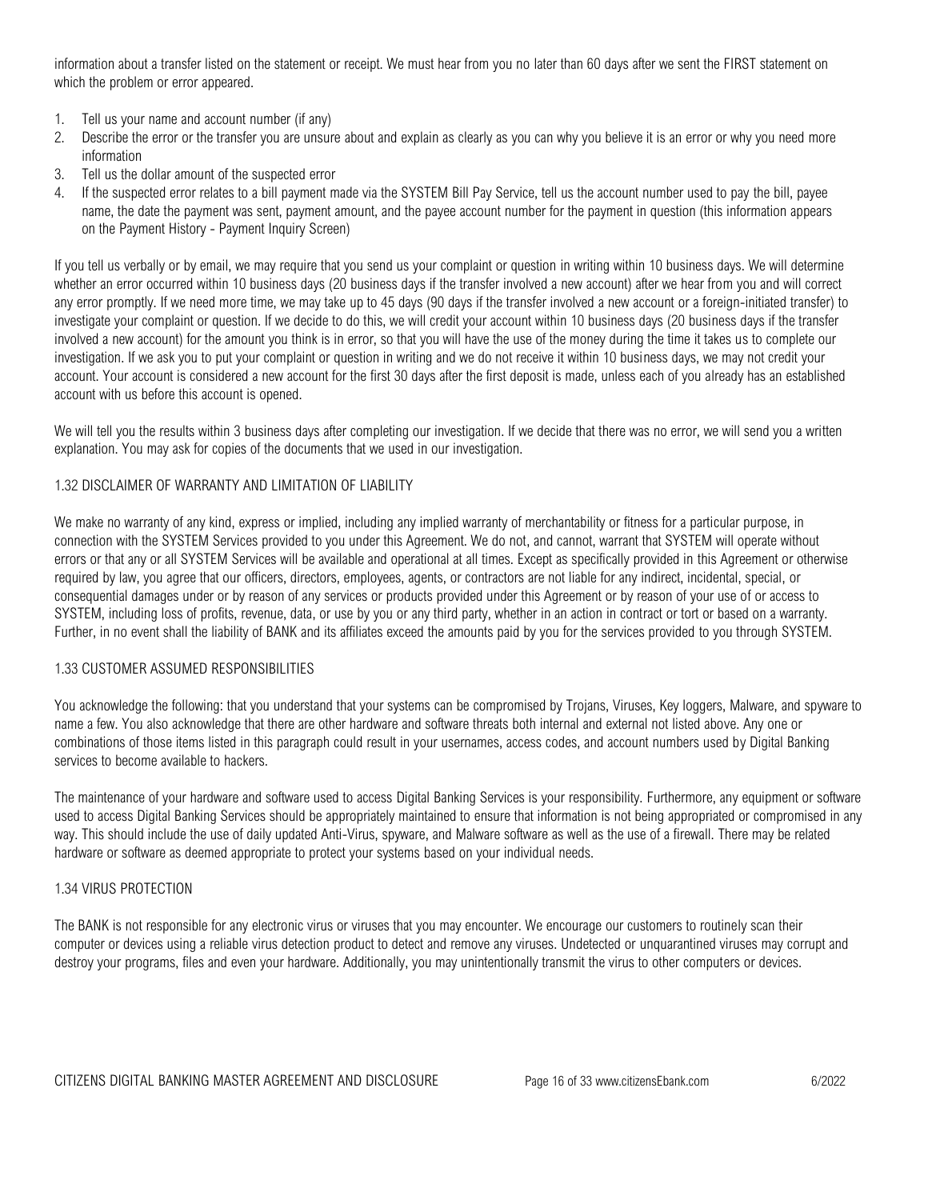information about a transfer listed on the statement or receipt. We must hear from you no later than 60 days after we sent the FIRST statement on which the problem or error appeared.

1. Tell us your name and account number (if any)
2. Describe the error or the transfer you are unsure about and explain as clearly as you can why you believe it is an error or why you need more information
3. Tell us the dollar amount of the suspected error
4. If the suspected error relates to a bill payment made via the SYSTEM Bill Pay Service, tell us the account number used to pay the bill, payee name, the date the payment was sent, payment amount, and the payee account number for the payment in question (this information appears on the Payment History - Payment Inquiry Screen)

If you tell us verbally or by email, we may require that you send us your complaint or question in writing within 10 business days. We will determine whether an error occurred within 10 business days (20 business days if the transfer involved a new account) after we hear from you and will correct any error promptly. If we need more time, we may take up to 45 days (90 days if the transfer involved a new account or a foreign-initiated transfer) to investigate your complaint or question. If we decide to do this, we will credit your account within 10 business days (20 business days if the transfer involved a new account) for the amount you think is in error, so that you will have the use of the money during the time it takes us to complete our investigation. If we ask you to put your complaint or question in writing and we do not receive it within 10 business days, we may not credit your account. Your account is considered a new account for the first 30 days after the first deposit is made, unless each of you already has an established account with us before this account is opened.

We will tell you the results within 3 business days after completing our investigation. If we decide that there was no error, we will send you a written explanation. You may ask for copies of the documents that we used in our investigation.

## 1.32 DISCLAIMER OF WARRANTY AND LIMITATION OF LIABILITY

We make no warranty of any kind, express or implied, including any implied warranty of merchantability or fitness for a particular purpose, in connection with the SYSTEM Services provided to you under this Agreement. We do not, and cannot, warrant that SYSTEM will operate without errors or that any or all SYSTEM Services will be available and operational at all times. Except as specifically provided in this Agreement or otherwise required by law, you agree that our officers, directors, employees, agents, or contractors are not liable for any indirect, incidental, special, or consequential damages under or by reason of any services or products provided under this Agreement or by reason of your use of or access to SYSTEM, including loss of profits, revenue, data, or use by you or any third party, whether in an action in contract or tort or based on a warranty. Further, in no event shall the liability of BANK and its affiliates exceed the amounts paid by you for the services provided to you through SYSTEM.

## 1.33 CUSTOMER ASSUMED RESPONSIBILITIES

You acknowledge the following: that you understand that your systems can be compromised by Trojans, Viruses, Key loggers, Malware, and spyware to name a few. You also acknowledge that there are other hardware and software threats both internal and external not listed above. Any one or combinations of those items listed in this paragraph could result in your usernames, access codes, and account numbers used by Digital Banking services to become available to hackers.

The maintenance of your hardware and software used to access Digital Banking Services is your responsibility. Furthermore, any equipment or software used to access Digital Banking Services should be appropriately maintained to ensure that information is not being appropriated or compromised in any way. This should include the use of daily updated Anti-Virus, spyware, and Malware software as well as the use of a firewall. There may be related hardware or software as deemed appropriate to protect your systems based on your individual needs.

## 1.34 VIRUS PROTECTION

The BANK is not responsible for any electronic virus or viruses that you may encounter. We encourage our customers to routinely scan their computer or devices using a reliable virus detection product to detect and remove any viruses. Undetected or unquarantined viruses may corrupt and destroy your programs, files and even your hardware. Additionally, you may unintentionally transmit the virus to other computers or devices.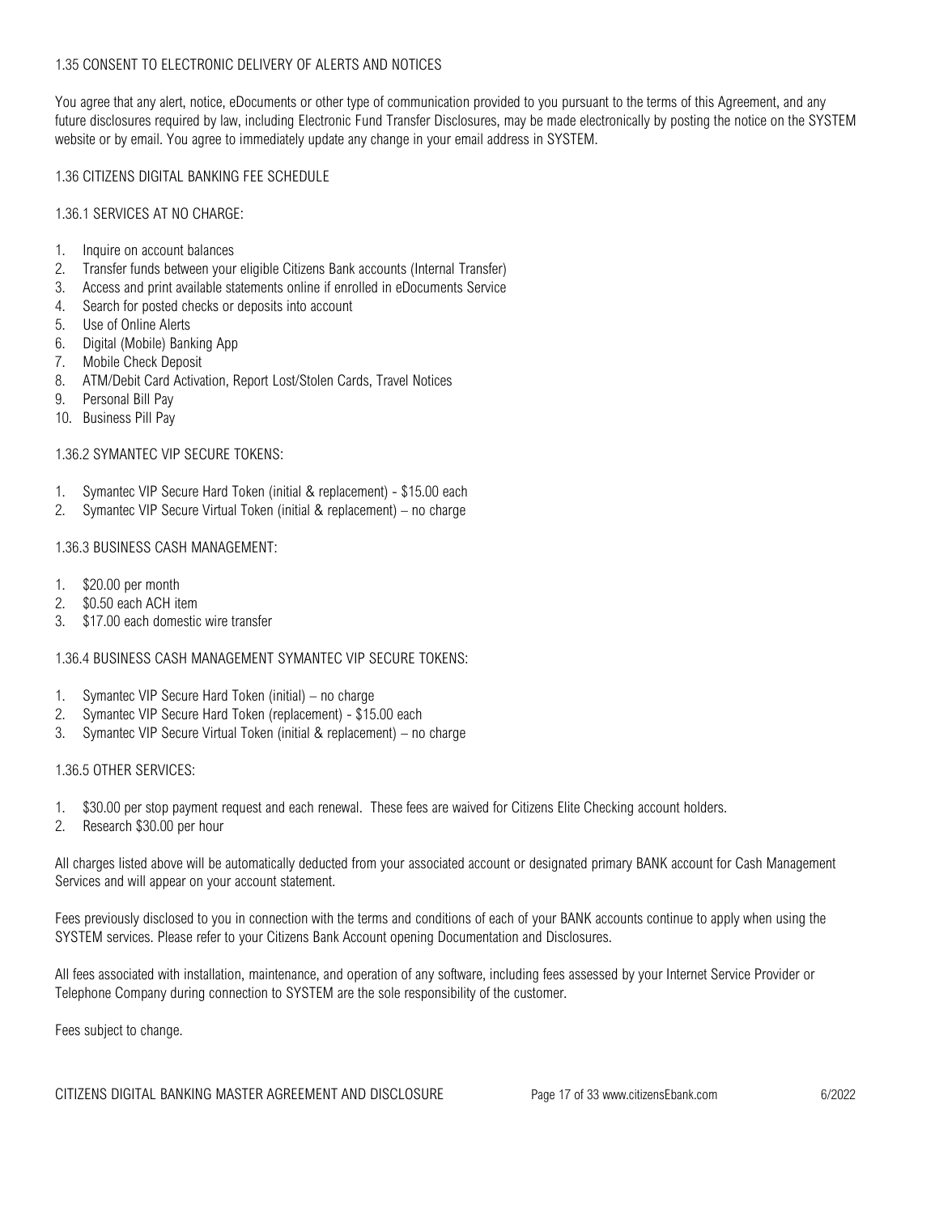## 1.35 CONSENT TO ELECTRONIC DELIVERY OF ALERTS AND NOTICES

You agree that any alert, notice, eDocuments or other type of communication provided to you pursuant to the terms of this Agreement, and any future disclosures required by law, including Electronic Fund Transfer Disclosures, may be made electronically by posting the notice on the SYSTEM website or by email. You agree to immediately update any change in your email address in SYSTEM.

## 1.36 CITIZENS DIGITAL BANKING FEE SCHEDULE

### 1.36.1 SERVICES AT NO CHARGE:

1. Inquire on account balances
2. Transfer funds between your eligible Citizens Bank accounts (Internal Transfer)
3. Access and print available statements online if enrolled in eDocuments Service
4. Search for posted checks or deposits into account
5. Use of Online Alerts
6. Digital (Mobile) Banking App
7. Mobile Check Deposit
8. ATM/Debit Card Activation, Report Lost/Stolen Cards, Travel Notices
9. Personal Bill Pay
10. Business Pill Pay

### 1.36.2 SYMANTEC VIP SECURE TOKENS:

1. Symantec VIP Secure Hard Token (initial & replacement) - $15.00 each
2. Symantec VIP Secure Virtual Token (initial & replacement) – no charge

### 1.36.3 BUSINESS CASH MANAGEMENT:

1. $20.00 per month
2. $0.50 each ACH item
3. $17.00 each domestic wire transfer

### 1.36.4 BUSINESS CASH MANAGEMENT SYMANTEC VIP SECURE TOKENS:

1. Symantec VIP Secure Hard Token (initial) – no charge
2. Symantec VIP Secure Hard Token (replacement) - $15.00 each
3. Symantec VIP Secure Virtual Token (initial & replacement) – no charge

### 1.36.5 OTHER SERVICES:

1. $30.00 per stop payment request and each renewal. These fees are waived for Citizens Elite Checking account holders.
2. Research $30.00 per hour

All charges listed above will be automatically deducted from your associated account or designated primary BANK account for Cash Management Services and will appear on your account statement.

Fees previously disclosed to you in connection with the terms and conditions of each of your BANK accounts continue to apply when using the SYSTEM services. Please refer to your Citizens Bank Account opening Documentation and Disclosures.

All fees associated with installation, maintenance, and operation of any software, including fees assessed by your Internet Service Provider or Telephone Company during connection to SYSTEM are the sole responsibility of the customer.

Fees subject to change.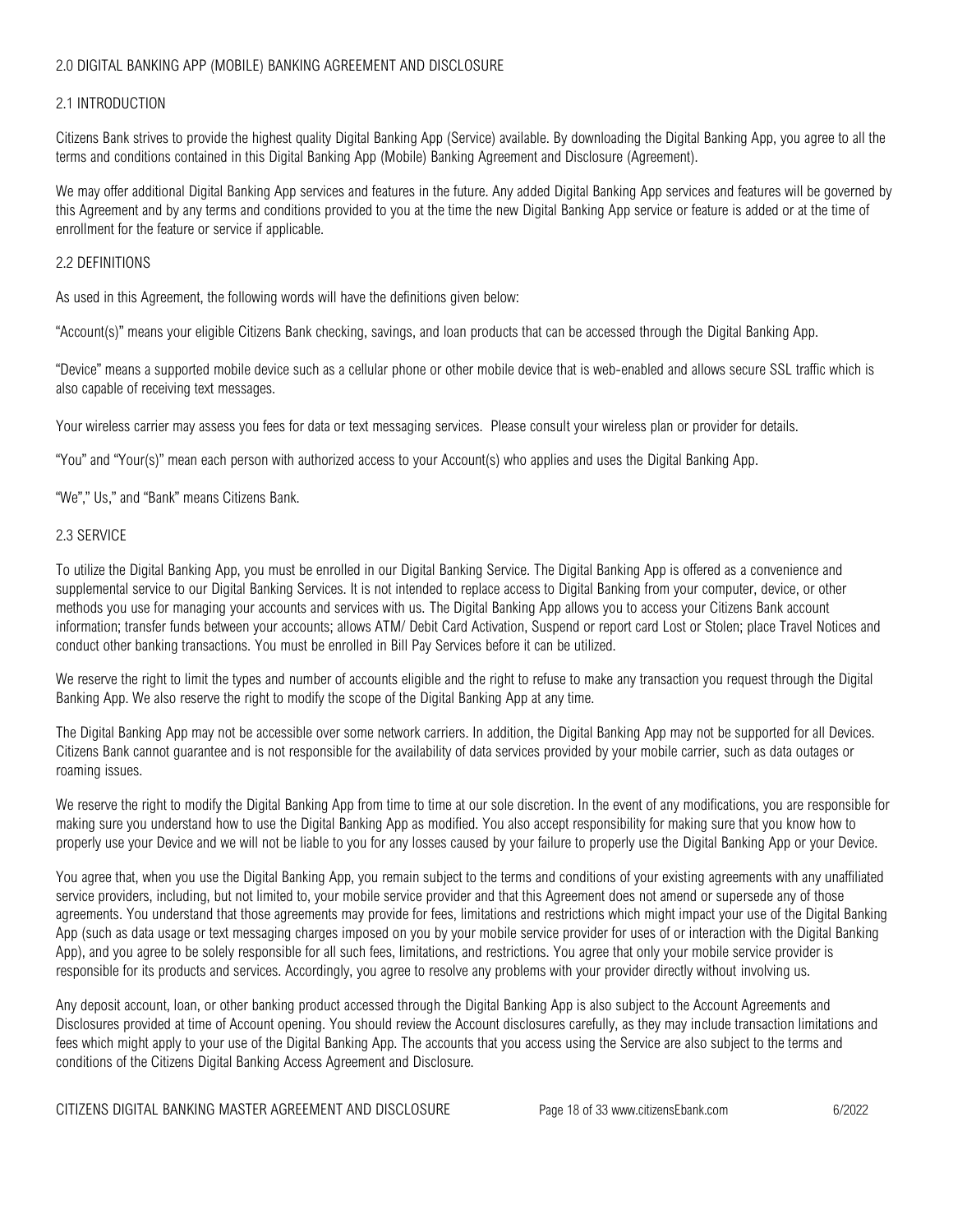## 2.0 DIGITAL BANKING APP (MOBILE) BANKING AGREEMENT AND DISCLOSURE

### 2.1 INTRODUCTION

Citizens Bank strives to provide the highest quality Digital Banking App (Service) available. By downloading the Digital Banking App, you agree to all the terms and conditions contained in this Digital Banking App (Mobile) Banking Agreement and Disclosure (Agreement).

We may offer additional Digital Banking App services and features in the future. Any added Digital Banking App services and features will be governed by this Agreement and by any terms and conditions provided to you at the time the new Digital Banking App service or feature is added or at the time of enrollment for the feature or service if applicable.

### 2.2 DEFINITIONS

As used in this Agreement, the following words will have the definitions given below:

"Account(s)" means your eligible Citizens Bank checking, savings, and loan products that can be accessed through the Digital Banking App.

"Device" means a supported mobile device such as a cellular phone or other mobile device that is web-enabled and allows secure SSL traffic which is also capable of receiving text messages.

Your wireless carrier may assess you fees for data or text messaging services. Please consult your wireless plan or provider for details.

"You" and "Your(s)" mean each person with authorized access to your Account(s) who applies and uses the Digital Banking App.

"We"," Us," and "Bank" means Citizens Bank.

### 2.3 SERVICE

To utilize the Digital Banking App, you must be enrolled in our Digital Banking Service. The Digital Banking App is offered as a convenience and supplemental service to our Digital Banking Services. It is not intended to replace access to Digital Banking from your computer, device, or other methods you use for managing your accounts and services with us. The Digital Banking App allows you to access your Citizens Bank account information; transfer funds between your accounts; allows ATM/ Debit Card Activation, Suspend or report card Lost or Stolen; place Travel Notices and conduct other banking transactions. You must be enrolled in Bill Pay Services before it can be utilized.

We reserve the right to limit the types and number of accounts eligible and the right to refuse to make any transaction you request through the Digital Banking App. We also reserve the right to modify the scope of the Digital Banking App at any time.

The Digital Banking App may not be accessible over some network carriers. In addition, the Digital Banking App may not be supported for all Devices. Citizens Bank cannot guarantee and is not responsible for the availability of data services provided by your mobile carrier, such as data outages or roaming issues.

We reserve the right to modify the Digital Banking App from time to time at our sole discretion. In the event of any modifications, you are responsible for making sure you understand how to use the Digital Banking App as modified. You also accept responsibility for making sure that you know how to properly use your Device and we will not be liable to you for any losses caused by your failure to properly use the Digital Banking App or your Device.

You agree that, when you use the Digital Banking App, you remain subject to the terms and conditions of your existing agreements with any unaffiliated service providers, including, but not limited to, your mobile service provider and that this Agreement does not amend or supersede any of those agreements. You understand that those agreements may provide for fees, limitations and restrictions which might impact your use of the Digital Banking App (such as data usage or text messaging charges imposed on you by your mobile service provider for uses of or interaction with the Digital Banking App), and you agree to be solely responsible for all such fees, limitations, and restrictions. You agree that only your mobile service provider is responsible for its products and services. Accordingly, you agree to resolve any problems with your provider directly without involving us.

Any deposit account, loan, or other banking product accessed through the Digital Banking App is also subject to the Account Agreements and Disclosures provided at time of Account opening. You should review the Account disclosures carefully, as they may include transaction limitations and fees which might apply to your use of the Digital Banking App. The accounts that you access using the Service are also subject to the terms and conditions of the Citizens Digital Banking Access Agreement and Disclosure.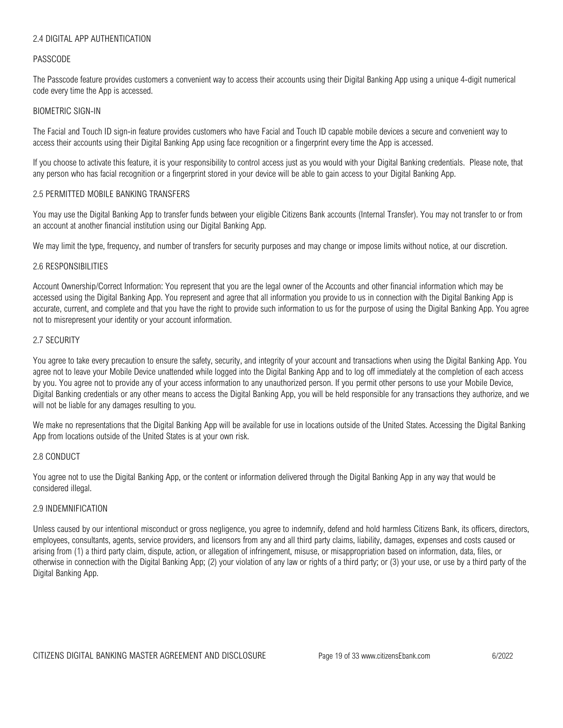## 2.4 DIGITAL APP AUTHENTICATION

### PASSCODE

The Passcode feature provides customers a convenient way to access their accounts using their Digital Banking App using a unique 4-digit numerical code every time the App is accessed.

### BIOMETRIC SIGN-IN

The Facial and Touch ID sign-in feature provides customers who have Facial and Touch ID capable mobile devices a secure and convenient way to access their accounts using their Digital Banking App using face recognition or a fingerprint every time the App is accessed.

If you choose to activate this feature, it is your responsibility to control access just as you would with your Digital Banking credentials. Please note, that any person who has facial recognition or a fingerprint stored in your device will be able to gain access to your Digital Banking App.

## 2.5 PERMITTED MOBILE BANKING TRANSFERS

You may use the Digital Banking App to transfer funds between your eligible Citizens Bank accounts (Internal Transfer). You may not transfer to or from an account at another financial institution using our Digital Banking App.

We may limit the type, frequency, and number of transfers for security purposes and may change or impose limits without notice, at our discretion.

## 2.6 RESPONSIBILITIES

Account Ownership/Correct Information: You represent that you are the legal owner of the Accounts and other financial information which may be accessed using the Digital Banking App. You represent and agree that all information you provide to us in connection with the Digital Banking App is accurate, current, and complete and that you have the right to provide such information to us for the purpose of using the Digital Banking App. You agree not to misrepresent your identity or your account information.

## 2.7 SECURITY

You agree to take every precaution to ensure the safety, security, and integrity of your account and transactions when using the Digital Banking App. You agree not to leave your Mobile Device unattended while logged into the Digital Banking App and to log off immediately at the completion of each access by you. You agree not to provide any of your access information to any unauthorized person. If you permit other persons to use your Mobile Device, Digital Banking credentials or any other means to access the Digital Banking App, you will be held responsible for any transactions they authorize, and we will not be liable for any damages resulting to you.

We make no representations that the Digital Banking App will be available for use in locations outside of the United States. Accessing the Digital Banking App from locations outside of the United States is at your own risk.

## 2.8 CONDUCT

You agree not to use the Digital Banking App, or the content or information delivered through the Digital Banking App in any way that would be considered illegal.

## 2.9 INDEMNIFICATION

Unless caused by our intentional misconduct or gross negligence, you agree to indemnify, defend and hold harmless Citizens Bank, its officers, directors, employees, consultants, agents, service providers, and licensors from any and all third party claims, liability, damages, expenses and costs caused or arising from (1) a third party claim, dispute, action, or allegation of infringement, misuse, or misappropriation based on information, data, files, or otherwise in connection with the Digital Banking App; (2) your violation of any law or rights of a third party; or (3) your use, or use by a third party of the Digital Banking App.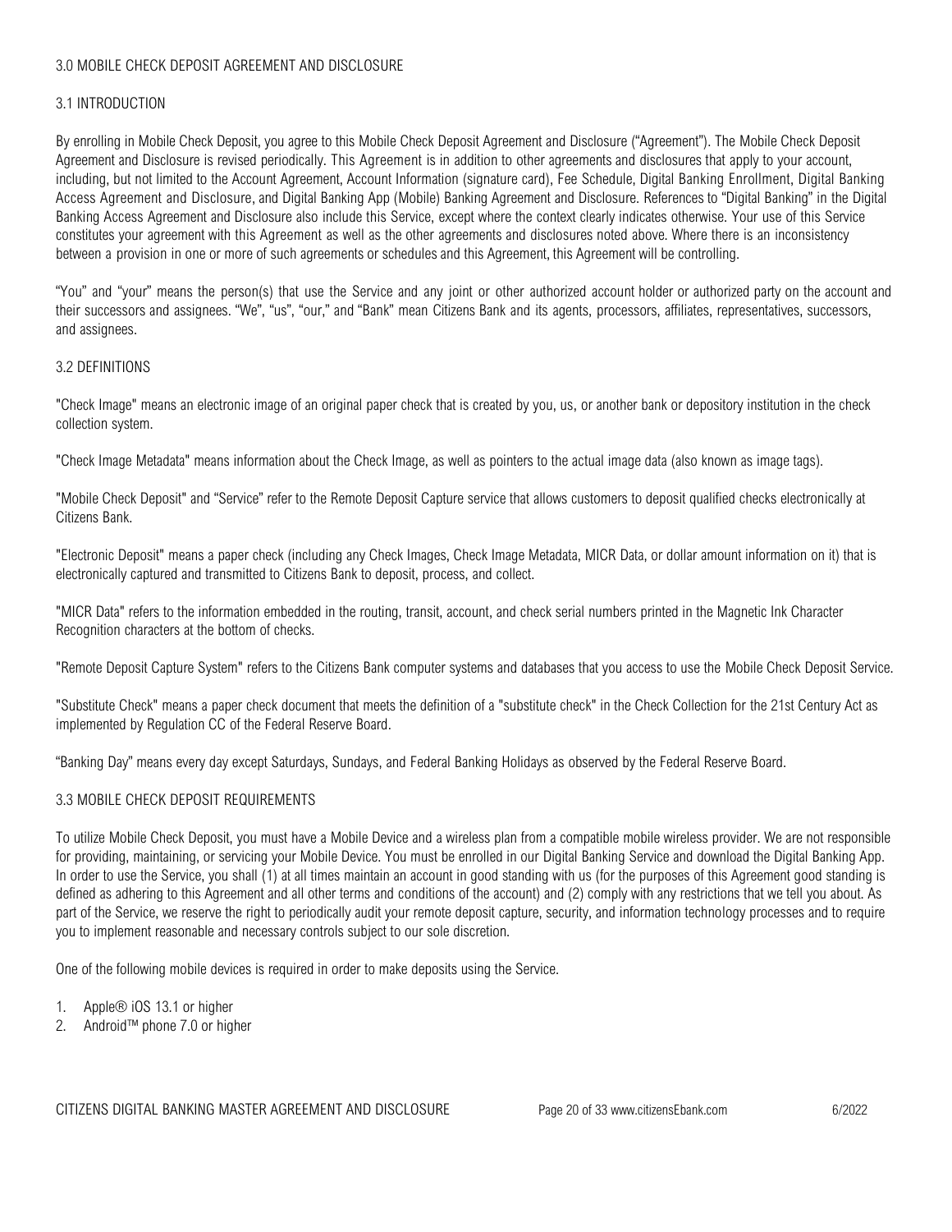## 3.0 MOBILE CHECK DEPOSIT AGREEMENT AND DISCLOSURE

### 3.1 INTRODUCTION

By enrolling in Mobile Check Deposit, you agree to this Mobile Check Deposit Agreement and Disclosure ("Agreement"). The Mobile Check Deposit Agreement and Disclosure is revised periodically. This Agreement is in addition to other agreements and disclosures that apply to your account, including, but not limited to the Account Agreement, Account Information (signature card), Fee Schedule, Digital Banking Enrollment, Digital Banking Access Agreement and Disclosure, and Digital Banking App (Mobile) Banking Agreement and Disclosure. References to "Digital Banking" in the Digital Banking Access Agreement and Disclosure also include this Service, except where the context clearly indicates otherwise. Your use of this Service constitutes your agreement with this Agreement as well as the other agreements and disclosures noted above. Where there is an inconsistency between a provision in one or more of such agreements or schedules and this Agreement, this Agreement will be controlling.

"You" and "your" means the person(s) that use the Service and any joint or other authorized account holder or authorized party on the account and their successors and assignees. "We", "us", "our," and "Bank" mean Citizens Bank and its agents, processors, affiliates, representatives, successors, and assignees.

### 3.2 DEFINITIONS

"Check Image" means an electronic image of an original paper check that is created by you, us, or another bank or depository institution in the check collection system.

"Check Image Metadata" means information about the Check Image, as well as pointers to the actual image data (also known as image tags).

"Mobile Check Deposit" and "Service" refer to the Remote Deposit Capture service that allows customers to deposit qualified checks electronically at Citizens Bank.

"Electronic Deposit" means a paper check (including any Check Images, Check Image Metadata, MICR Data, or dollar amount information on it) that is electronically captured and transmitted to Citizens Bank to deposit, process, and collect.

"MICR Data" refers to the information embedded in the routing, transit, account, and check serial numbers printed in the Magnetic Ink Character Recognition characters at the bottom of checks.

"Remote Deposit Capture System" refers to the Citizens Bank computer systems and databases that you access to use the Mobile Check Deposit Service.

"Substitute Check" means a paper check document that meets the definition of a "substitute check" in the Check Collection for the 21st Century Act as implemented by Regulation CC of the Federal Reserve Board.

"Banking Day" means every day except Saturdays, Sundays, and Federal Banking Holidays as observed by the Federal Reserve Board.

### 3.3 MOBILE CHECK DEPOSIT REQUIREMENTS

To utilize Mobile Check Deposit, you must have a Mobile Device and a wireless plan from a compatible mobile wireless provider. We are not responsible for providing, maintaining, or servicing your Mobile Device. You must be enrolled in our Digital Banking Service and download the Digital Banking App. In order to use the Service, you shall (1) at all times maintain an account in good standing with us (for the purposes of this Agreement good standing is defined as adhering to this Agreement and all other terms and conditions of the account) and (2) comply with any restrictions that we tell you about. As part of the Service, we reserve the right to periodically audit your remote deposit capture, security, and information technology processes and to require you to implement reasonable and necessary controls subject to our sole discretion.

One of the following mobile devices is required in order to make deposits using the Service.

1. Apple® iOS 13.1 or higher
2. Android™ phone 7.0 or higher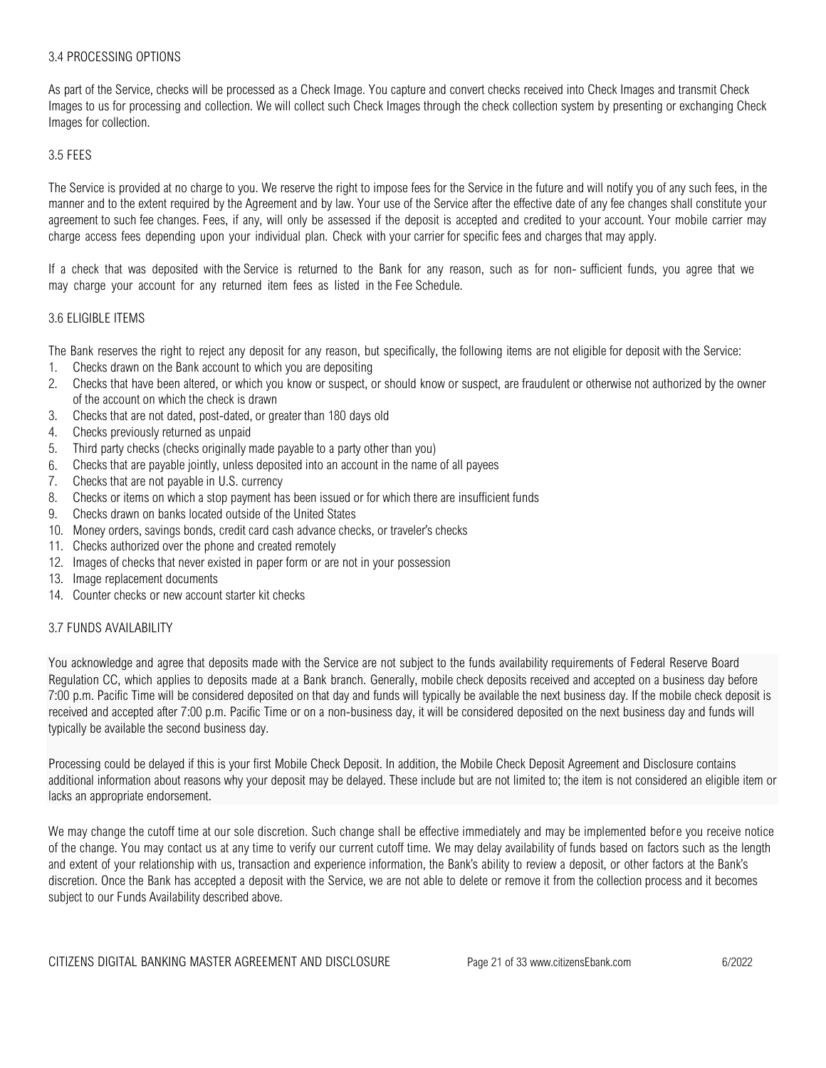### 3.4 PROCESSING OPTIONS

As part of the Service, checks will be processed as a Check Image. You capture and convert checks received into Check Images and transmit Check Images to us for processing and collection. We will collect such Check Images through the check collection system by presenting or exchanging Check Images for collection.

### 3.5 FEES

The Service is provided at no charge to you. We reserve the right to impose fees for the Service in the future and will notify you of any such fees, in the manner and to the extent required by the Agreement and by law. Your use of the Service after the effective date of any fee changes shall constitute your agreement to such fee changes. Fees, if any, will only be assessed if the deposit is accepted and credited to your account. Your mobile carrier may charge access fees depending upon your individual plan. Check with your carrier for specific fees and charges that may apply.

If a check that was deposited with the Service is returned to the Bank for any reason, such as for non- sufficient funds, you agree that we may charge your account for any returned item fees as listed in the Fee Schedule.

### 3.6 ELIGIBLE ITEMS

The Bank reserves the right to reject any deposit for any reason, but specifically, the following items are not eligible for deposit with the Service:

1. Checks drawn on the Bank account to which you are depositing
2. Checks that have been altered, or which you know or suspect, or should know or suspect, are fraudulent or otherwise not authorized by the owner of the account on which the check is drawn
3. Checks that are not dated, post-dated, or greater than 180 days old
4. Checks previously returned as unpaid
5. Third party checks (checks originally made payable to a party other than you)
6. Checks that are payable jointly, unless deposited into an account in the name of all payees
7. Checks that are not payable in U.S. currency
8. Checks or items on which a stop payment has been issued or for which there are insufficient funds
9. Checks drawn on banks located outside of the United States
10. Money orders, savings bonds, credit card cash advance checks, or traveler's checks
11. Checks authorized over the phone and created remotely
12. Images of checks that never existed in paper form or are not in your possession
13. Image replacement documents
14. Counter checks or new account starter kit checks

### 3.7 FUNDS AVAILABILITY

You acknowledge and agree that deposits made with the Service are not subject to the funds availability requirements of Federal Reserve Board Regulation CC, which applies to deposits made at a Bank branch. Generally, mobile check deposits received and accepted on a business day before 7:00 p.m. Pacific Time will be considered deposited on that day and funds will typically be available the next business day. If the mobile check deposit is received and accepted after 7:00 p.m. Pacific Time or on a non-business day, it will be considered deposited on the next business day and funds will typically be available the second business day.

Processing could be delayed if this is your first Mobile Check Deposit. In addition, the Mobile Check Deposit Agreement and Disclosure contains additional information about reasons why your deposit may be delayed. These include but are not limited to; the item is not considered an eligible item or lacks an appropriate endorsement.

We may change the cutoff time at our sole discretion. Such change shall be effective immediately and may be implemented before you receive notice of the change. You may contact us at any time to verify our current cutoff time. We may delay availability of funds based on factors such as the length and extent of your relationship with us, transaction and experience information, the Bank's ability to review a deposit, or other factors at the Bank's discretion. Once the Bank has accepted a deposit with the Service, we are not able to delete or remove it from the collection process and it becomes subject to our Funds Availability described above.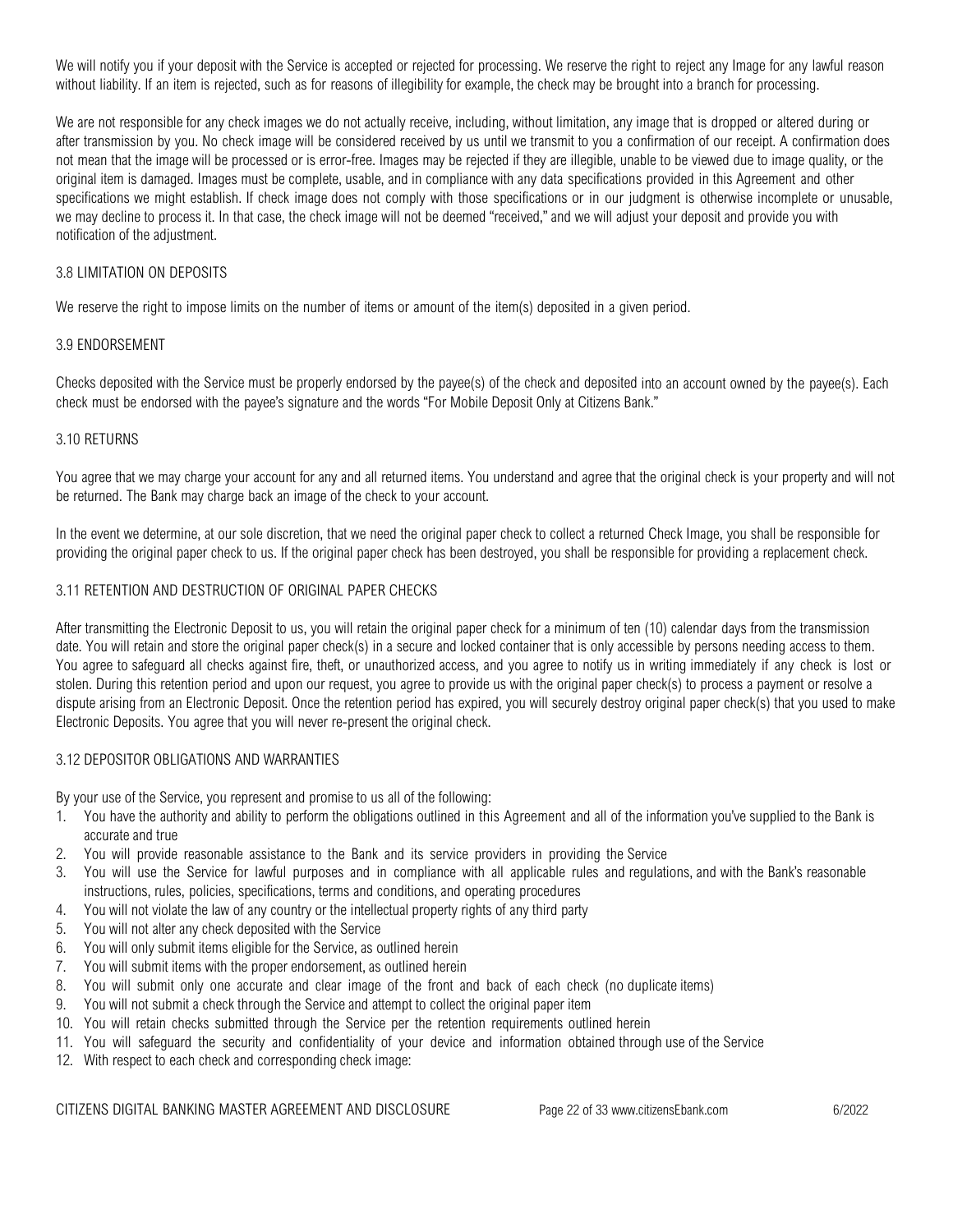We will notify you if your deposit with the Service is accepted or rejected for processing. We reserve the right to reject any Image for any lawful reason without liability. If an item is rejected, such as for reasons of illegibility for example, the check may be brought into a branch for processing.

We are not responsible for any check images we do not actually receive, including, without limitation, any image that is dropped or altered during or after transmission by you. No check image will be considered received by us until we transmit to you a confirmation of our receipt. A confirmation does not mean that the image will be processed or is error-free. Images may be rejected if they are illegible, unable to be viewed due to image quality, or the original item is damaged. Images must be complete, usable, and in compliance with any data specifications provided in this Agreement and other specifications we might establish. If check image does not comply with those specifications or in our judgment is otherwise incomplete or unusable, we may decline to process it. In that case, the check image will not be deemed "received," and we will adjust your deposit and provide you with notification of the adjustment.

### 3.8 LIMITATION ON DEPOSITS

We reserve the right to impose limits on the number of items or amount of the item(s) deposited in a given period.

### 3.9 ENDORSEMENT

Checks deposited with the Service must be properly endorsed by the payee(s) of the check and deposited into an account owned by the payee(s). Each check must be endorsed with the payee's signature and the words "For Mobile Deposit Only at Citizens Bank."

### 3.10 RETURNS

You agree that we may charge your account for any and all returned items. You understand and agree that the original check is your property and will not be returned. The Bank may charge back an image of the check to your account.

In the event we determine, at our sole discretion, that we need the original paper check to collect a returned Check Image, you shall be responsible for providing the original paper check to us. If the original paper check has been destroyed, you shall be responsible for providing a replacement check.

### 3.11 RETENTION AND DESTRUCTION OF ORIGINAL PAPER CHECKS

After transmitting the Electronic Deposit to us, you will retain the original paper check for a minimum of ten (10) calendar days from the transmission date. You will retain and store the original paper check(s) in a secure and locked container that is only accessible by persons needing access to them. You agree to safeguard all checks against fire, theft, or unauthorized access, and you agree to notify us in writing immediately if any check is lost or stolen. During this retention period and upon our request, you agree to provide us with the original paper check(s) to process a payment or resolve a dispute arising from an Electronic Deposit. Once the retention period has expired, you will securely destroy original paper check(s) that you used to make Electronic Deposits. You agree that you will never re-present the original check.

### 3.12 DEPOSITOR OBLIGATIONS AND WARRANTIES

By your use of the Service, you represent and promise to us all of the following:

1. You have the authority and ability to perform the obligations outlined in this Agreement and all of the information you've supplied to the Bank is accurate and true
2. You will provide reasonable assistance to the Bank and its service providers in providing the Service
3. You will use the Service for lawful purposes and in compliance with all applicable rules and regulations, and with the Bank's reasonable instructions, rules, policies, specifications, terms and conditions, and operating procedures
4. You will not violate the law of any country or the intellectual property rights of any third party
5. You will not alter any check deposited with the Service
6. You will only submit items eligible for the Service, as outlined herein
7. You will submit items with the proper endorsement, as outlined herein
8. You will submit only one accurate and clear image of the front and back of each check (no duplicate items)
9. You will not submit a check through the Service and attempt to collect the original paper item
10. You will retain checks submitted through the Service per the retention requirements outlined herein
11. You will safeguard the security and confidentiality of your device and information obtained through use of the Service
12. With respect to each check and corresponding check image: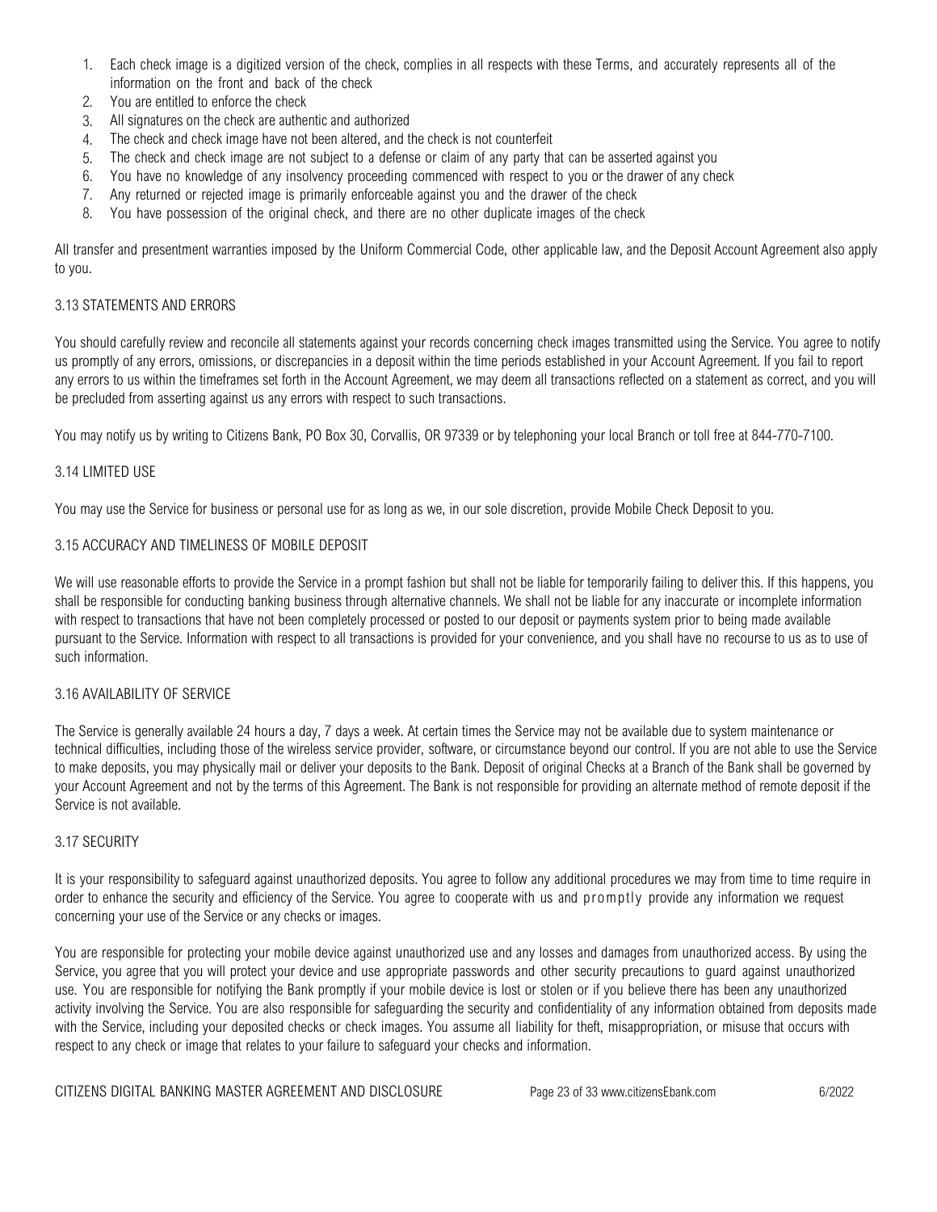1. Each check image is a digitized version of the check, complies in all respects with these Terms, and accurately represents all of the information on the front and back of the check
2. You are entitled to enforce the check
3. All signatures on the check are authentic and authorized
4. The check and check image have not been altered, and the check is not counterfeit
5. The check and check image are not subject to a defense or claim of any party that can be asserted against you
6. You have no knowledge of any insolvency proceeding commenced with respect to you or the drawer of any check
7. Any returned or rejected image is primarily enforceable against you and the drawer of the check
8. You have possession of the original check, and there are no other duplicate images of the check

All transfer and presentment warranties imposed by the Uniform Commercial Code, other applicable law, and the Deposit Account Agreement also apply to you.

### 3.13 STATEMENTS AND ERRORS

You should carefully review and reconcile all statements against your records concerning check images transmitted using the Service. You agree to notify us promptly of any errors, omissions, or discrepancies in a deposit within the time periods established in your Account Agreement. If you fail to report any errors to us within the timeframes set forth in the Account Agreement, we may deem all transactions reflected on a statement as correct, and you will be precluded from asserting against us any errors with respect to such transactions.

You may notify us by writing to Citizens Bank, PO Box 30, Corvallis, OR 97339 or by telephoning your local Branch or toll free at 844-770-7100.

### 3.14 LIMITED USE

You may use the Service for business or personal use for as long as we, in our sole discretion, provide Mobile Check Deposit to you.

### 3.15 ACCURACY AND TIMELINESS OF MOBILE DEPOSIT

We will use reasonable efforts to provide the Service in a prompt fashion but shall not be liable for temporarily failing to deliver this. If this happens, you shall be responsible for conducting banking business through alternative channels. We shall not be liable for any inaccurate or incomplete information with respect to transactions that have not been completely processed or posted to our deposit or payments system prior to being made available pursuant to the Service. Information with respect to all transactions is provided for your convenience, and you shall have no recourse to us as to use of such information.

### 3.16 AVAILABILITY OF SERVICE

The Service is generally available 24 hours a day, 7 days a week. At certain times the Service may not be available due to system maintenance or technical difficulties, including those of the wireless service provider, software, or circumstance beyond our control. If you are not able to use the Service to make deposits, you may physically mail or deliver your deposits to the Bank. Deposit of original Checks at a Branch of the Bank shall be governed by your Account Agreement and not by the terms of this Agreement. The Bank is not responsible for providing an alternate method of remote deposit if the Service is not available.

### 3.17 SECURITY

It is your responsibility to safeguard against unauthorized deposits. You agree to follow any additional procedures we may from time to time require in order to enhance the security and efficiency of the Service. You agree to cooperate with us and promptly provide any information we request concerning your use of the Service or any checks or images.

You are responsible for protecting your mobile device against unauthorized use and any losses and damages from unauthorized access. By using the Service, you agree that you will protect your device and use appropriate passwords and other security precautions to guard against unauthorized use. You are responsible for notifying the Bank promptly if your mobile device is lost or stolen or if you believe there has been any unauthorized activity involving the Service. You are also responsible for safeguarding the security and confidentiality of any information obtained from deposits made with the Service, including your deposited checks or check images. You assume all liability for theft, misappropriation, or misuse that occurs with respect to any check or image that relates to your failure to safeguard your checks and information.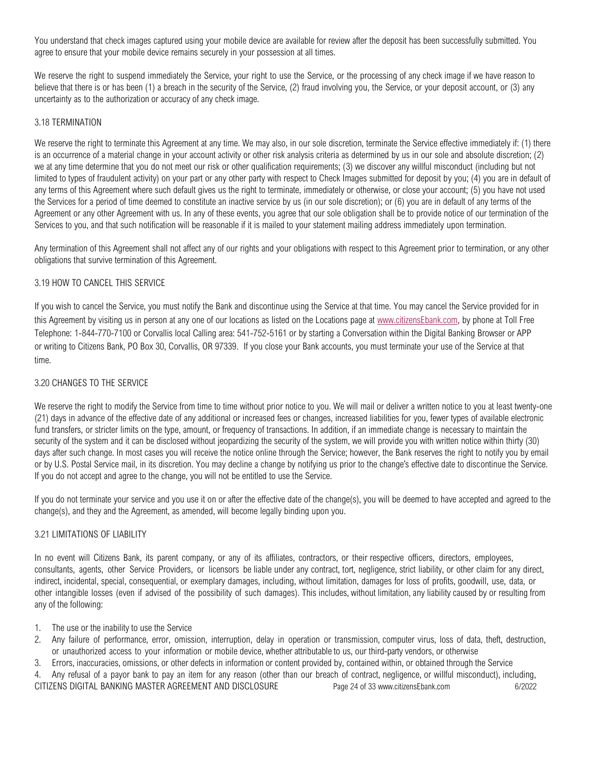You understand that check images captured using your mobile device are available for review after the deposit has been successfully submitted. You agree to ensure that your mobile device remains securely in your possession at all times.

We reserve the right to suspend immediately the Service, your right to use the Service, or the processing of any check image if we have reason to believe that there is or has been (1) a breach in the security of the Service, (2) fraud involving you, the Service, or your deposit account, or (3) any uncertainty as to the authorization or accuracy of any check image.

### 3.18 TERMINATION

We reserve the right to terminate this Agreement at any time. We may also, in our sole discretion, terminate the Service effective immediately if: (1) there is an occurrence of a material change in your account activity or other risk analysis criteria as determined by us in our sole and absolute discretion; (2) we at any time determine that you do not meet our risk or other qualification requirements; (3) we discover any willful misconduct (including but not limited to types of fraudulent activity) on your part or any other party with respect to Check Images submitted for deposit by you; (4) you are in default of any terms of this Agreement where such default gives us the right to terminate, immediately or otherwise, or close your account; (5) you have not used the Services for a period of time deemed to constitute an inactive service by us (in our sole discretion); or (6) you are in default of any terms of the Agreement or any other Agreement with us. In any of these events, you agree that our sole obligation shall be to provide notice of our termination of the Services to you, and that such notification will be reasonable if it is mailed to your statement mailing address immediately upon termination.

Any termination of this Agreement shall not affect any of our rights and your obligations with respect to this Agreement prior to termination, or any other obligations that survive termination of this Agreement.

### 3.19 HOW TO CANCEL THIS SERVICE

If you wish to cancel the Service, you must notify the Bank and discontinue using the Service at that time. You may cancel the Service provided for in this Agreement by visiting us in person at any one of our locations as listed on the Locations page at www.citizensEbank.com, by phone at Toll Free Telephone: 1-844-770-7100 or Corvallis local Calling area: 541-752-5161 or by starting a Conversation within the Digital Banking Browser or APP or writing to Citizens Bank, PO Box 30, Corvallis, OR 97339. If you close your Bank accounts, you must terminate your use of the Service at that time.

### 3.20 CHANGES TO THE SERVICE

We reserve the right to modify the Service from time to time without prior notice to you. We will mail or deliver a written notice to you at least twenty-one (21) days in advance of the effective date of any additional or increased fees or changes, increased liabilities for you, fewer types of available electronic fund transfers, or stricter limits on the type, amount, or frequency of transactions. In addition, if an immediate change is necessary to maintain the security of the system and it can be disclosed without jeopardizing the security of the system, we will provide you with written notice within thirty (30) days after such change. In most cases you will receive the notice online through the Service; however, the Bank reserves the right to notify you by email or by U.S. Postal Service mail, in its discretion. You may decline a change by notifying us prior to the change's effective date to discontinue the Service. If you do not accept and agree to the change, you will not be entitled to use the Service.

If you do not terminate your service and you use it on or after the effective date of the change(s), you will be deemed to have accepted and agreed to the change(s), and they and the Agreement, as amended, will become legally binding upon you.

### 3.21 LIMITATIONS OF LIABILITY

In no event will Citizens Bank, its parent company, or any of its affiliates, contractors, or their respective officers, directors, employees, consultants, agents, other Service Providers, or licensors be liable under any contract, tort, negligence, strict liability, or other claim for any direct, indirect, incidental, special, consequential, or exemplary damages, including, without limitation, damages for loss of profits, goodwill, use, data, or other intangible losses (even if advised of the possibility of such damages). This includes, without limitation, any liability caused by or resulting from any of the following:

1. The use or the inability to use the Service
2. Any failure of performance, error, omission, interruption, delay in operation or transmission, computer virus, loss of data, theft, destruction, or unauthorized access to your information or mobile device, whether attributable to us, our third-party vendors, or otherwise
3. Errors, inaccuracies, omissions, or other defects in information or content provided by, contained within, or obtained through the Service
4. Any refusal of a payor bank to pay an item for any reason (other than our breach of contract, negligence, or willful misconduct), including,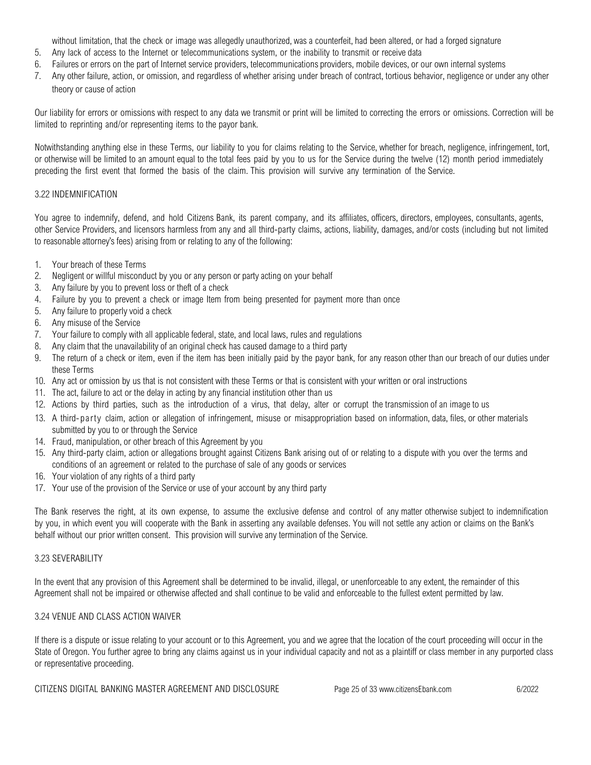without limitation, that the check or image was allegedly unauthorized, was a counterfeit, had been altered, or had a forged signature

5. Any lack of access to the Internet or telecommunications system, or the inability to transmit or receive data
6. Failures or errors on the part of Internet service providers, telecommunications providers, mobile devices, or our own internal systems
7. Any other failure, action, or omission, and regardless of whether arising under breach of contract, tortious behavior, negligence or under any other theory or cause of action

Our liability for errors or omissions with respect to any data we transmit or print will be limited to correcting the errors or omissions. Correction will be limited to reprinting and/or representing items to the payor bank.

Notwithstanding anything else in these Terms, our liability to you for claims relating to the Service, whether for breach, negligence, infringement, tort, or otherwise will be limited to an amount equal to the total fees paid by you to us for the Service during the twelve (12) month period immediately preceding the first event that formed the basis of the claim. This provision will survive any termination of the Service.

### 3.22 INDEMNIFICATION

You agree to indemnify, defend, and hold Citizens Bank, its parent company, and its affiliates, officers, directors, employees, consultants, agents, other Service Providers, and licensors harmless from any and all third-party claims, actions, liability, damages, and/or costs (including but not limited to reasonable attorney's fees) arising from or relating to any of the following:

1. Your breach of these Terms
2. Negligent or willful misconduct by you or any person or party acting on your behalf
3. Any failure by you to prevent loss or theft of a check
4. Failure by you to prevent a check or image Item from being presented for payment more than once
5. Any failure to properly void a check
6. Any misuse of the Service
7. Your failure to comply with all applicable federal, state, and local laws, rules and regulations
8. Any claim that the unavailability of an original check has caused damage to a third party
9. The return of a check or item, even if the item has been initially paid by the payor bank, for any reason other than our breach of our duties under these Terms
10. Any act or omission by us that is not consistent with these Terms or that is consistent with your written or oral instructions
11. The act, failure to act or the delay in acting by any financial institution other than us
12. Actions by third parties, such as the introduction of a virus, that delay, alter or corrupt the transmission of an image to us
13. A third-party claim, action or allegation of infringement, misuse or misappropriation based on information, data, files, or other materials submitted by you to or through the Service
14. Fraud, manipulation, or other breach of this Agreement by you
15. Any third-party claim, action or allegations brought against Citizens Bank arising out of or relating to a dispute with you over the terms and conditions of an agreement or related to the purchase of sale of any goods or services
16. Your violation of any rights of a third party
17. Your use of the provision of the Service or use of your account by any third party

The Bank reserves the right, at its own expense, to assume the exclusive defense and control of any matter otherwise subject to indemnification by you, in which event you will cooperate with the Bank in asserting any available defenses. You will not settle any action or claims on the Bank's behalf without our prior written consent. This provision will survive any termination of the Service.

### 3.23 SEVERABILITY

In the event that any provision of this Agreement shall be determined to be invalid, illegal, or unenforceable to any extent, the remainder of this Agreement shall not be impaired or otherwise affected and shall continue to be valid and enforceable to the fullest extent permitted by law.

### 3.24 VENUE AND CLASS ACTION WAIVER

If there is a dispute or issue relating to your account or to this Agreement, you and we agree that the location of the court proceeding will occur in the State of Oregon. You further agree to bring any claims against us in your individual capacity and not as a plaintiff or class member in any purported class or representative proceeding.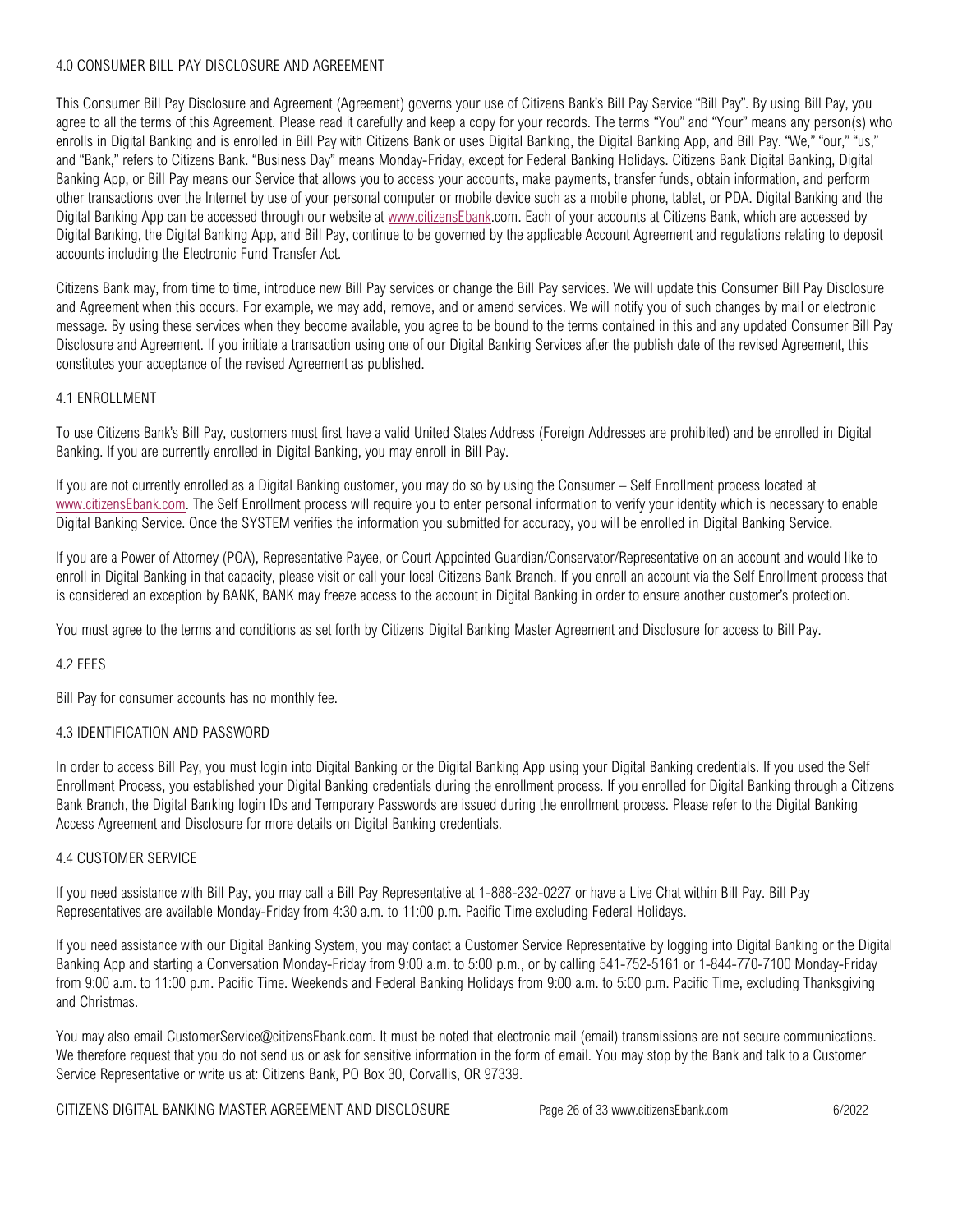## 4.0 CONSUMER BILL PAY DISCLOSURE AND AGREEMENT

This Consumer Bill Pay Disclosure and Agreement (Agreement) governs your use of Citizens Bank's Bill Pay Service "Bill Pay". By using Bill Pay, you agree to all the terms of this Agreement. Please read it carefully and keep a copy for your records. The terms "You" and "Your" means any person(s) who enrolls in Digital Banking and is enrolled in Bill Pay with Citizens Bank or uses Digital Banking, the Digital Banking App, and Bill Pay. "We," "our," "us," and "Bank," refers to Citizens Bank. "Business Day" means Monday-Friday, except for Federal Banking Holidays. Citizens Bank Digital Banking, Digital Banking App, or Bill Pay means our Service that allows you to access your accounts, make payments, transfer funds, obtain information, and perform other transactions over the Internet by use of your personal computer or mobile device such as a mobile phone, tablet, or PDA. Digital Banking and the Digital Banking App can be accessed through our website at www.citizensEbank.com. Each of your accounts at Citizens Bank, which are accessed by Digital Banking, the Digital Banking App, and Bill Pay, continue to be governed by the applicable Account Agreement and regulations relating to deposit accounts including the Electronic Fund Transfer Act.

Citizens Bank may, from time to time, introduce new Bill Pay services or change the Bill Pay services. We will update this Consumer Bill Pay Disclosure and Agreement when this occurs. For example, we may add, remove, and or amend services. We will notify you of such changes by mail or electronic message. By using these services when they become available, you agree to be bound to the terms contained in this and any updated Consumer Bill Pay Disclosure and Agreement. If you initiate a transaction using one of our Digital Banking Services after the publish date of the revised Agreement, this constitutes your acceptance of the revised Agreement as published.

### 4.1 ENROLLMENT

To use Citizens Bank's Bill Pay, customers must first have a valid United States Address (Foreign Addresses are prohibited) and be enrolled in Digital Banking. If you are currently enrolled in Digital Banking, you may enroll in Bill Pay.

If you are not currently enrolled as a Digital Banking customer, you may do so by using the Consumer – Self Enrollment process located at www.citizensEbank.com. The Self Enrollment process will require you to enter personal information to verify your identity which is necessary to enable Digital Banking Service. Once the SYSTEM verifies the information you submitted for accuracy, you will be enrolled in Digital Banking Service.

If you are a Power of Attorney (POA), Representative Payee, or Court Appointed Guardian/Conservator/Representative on an account and would like to enroll in Digital Banking in that capacity, please visit or call your local Citizens Bank Branch. If you enroll an account via the Self Enrollment process that is considered an exception by BANK, BANK may freeze access to the account in Digital Banking in order to ensure another customer's protection.

You must agree to the terms and conditions as set forth by Citizens Digital Banking Master Agreement and Disclosure for access to Bill Pay.

### 4.2 FEES

Bill Pay for consumer accounts has no monthly fee.

### 4.3 IDENTIFICATION AND PASSWORD

In order to access Bill Pay, you must login into Digital Banking or the Digital Banking App using your Digital Banking credentials. If you used the Self Enrollment Process, you established your Digital Banking credentials during the enrollment process. If you enrolled for Digital Banking through a Citizens Bank Branch, the Digital Banking login IDs and Temporary Passwords are issued during the enrollment process. Please refer to the Digital Banking Access Agreement and Disclosure for more details on Digital Banking credentials.

### 4.4 CUSTOMER SERVICE

If you need assistance with Bill Pay, you may call a Bill Pay Representative at 1-888-232-0227 or have a Live Chat within Bill Pay. Bill Pay Representatives are available Monday-Friday from 4:30 a.m. to 11:00 p.m. Pacific Time excluding Federal Holidays.

If you need assistance with our Digital Banking System, you may contact a Customer Service Representative by logging into Digital Banking or the Digital Banking App and starting a Conversation Monday-Friday from 9:00 a.m. to 5:00 p.m., or by calling 541-752-5161 or 1-844-770-7100 Monday-Friday from 9:00 a.m. to 11:00 p.m. Pacific Time. Weekends and Federal Banking Holidays from 9:00 a.m. to 5:00 p.m. Pacific Time, excluding Thanksgiving and Christmas.

You may also email CustomerService@citizensEbank.com. It must be noted that electronic mail (email) transmissions are not secure communications. We therefore request that you do not send us or ask for sensitive information in the form of email. You may stop by the Bank and talk to a Customer Service Representative or write us at: Citizens Bank, PO Box 30, Corvallis, OR 97339.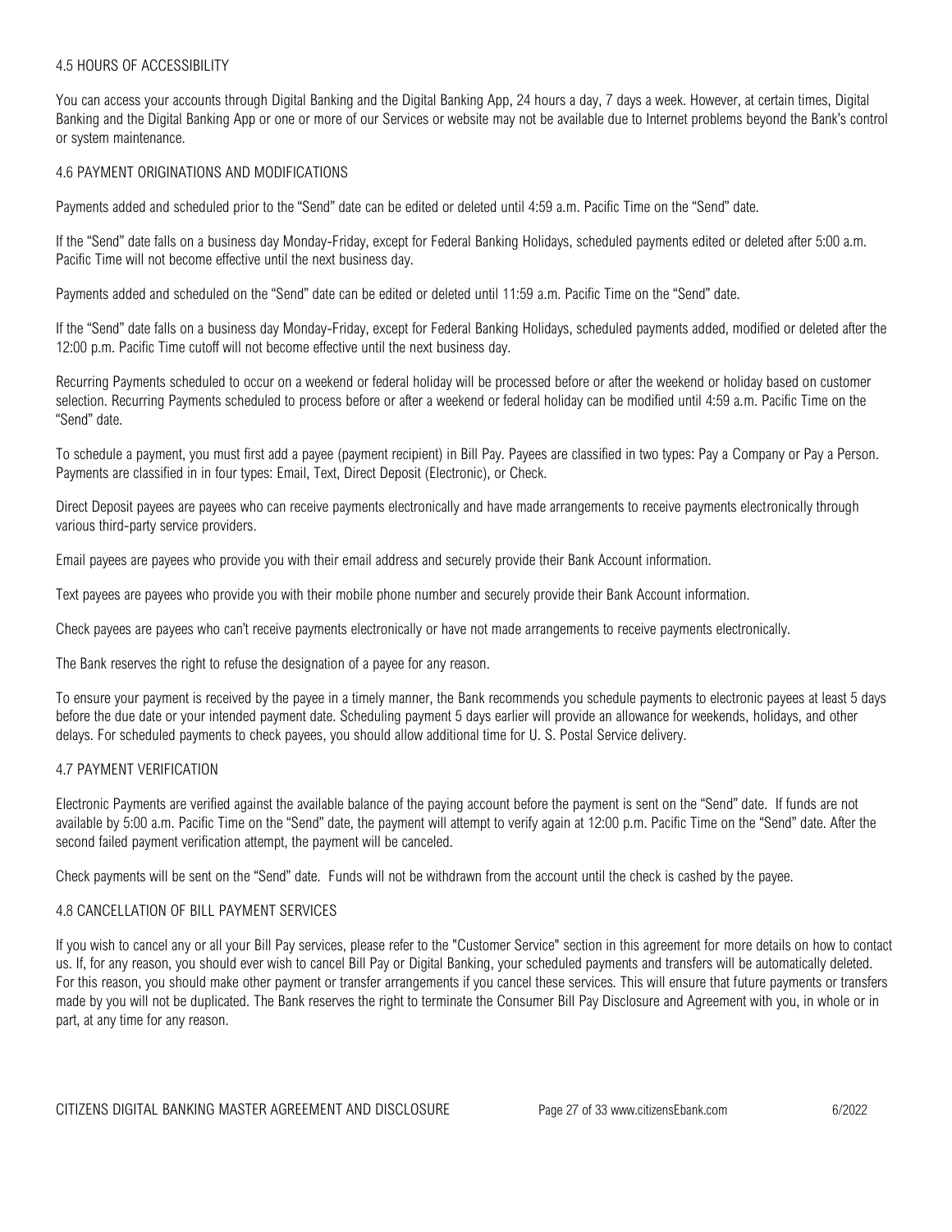### 4.5 HOURS OF ACCESSIBILITY

You can access your accounts through Digital Banking and the Digital Banking App, 24 hours a day, 7 days a week. However, at certain times, Digital Banking and the Digital Banking App or one or more of our Services or website may not be available due to Internet problems beyond the Bank's control or system maintenance.

### 4.6 PAYMENT ORIGINATIONS AND MODIFICATIONS

Payments added and scheduled prior to the "Send" date can be edited or deleted until 4:59 a.m. Pacific Time on the "Send" date.

If the "Send" date falls on a business day Monday-Friday, except for Federal Banking Holidays, scheduled payments edited or deleted after 5:00 a.m. Pacific Time will not become effective until the next business day.

Payments added and scheduled on the "Send" date can be edited or deleted until 11:59 a.m. Pacific Time on the "Send" date.

If the "Send" date falls on a business day Monday-Friday, except for Federal Banking Holidays, scheduled payments added, modified or deleted after the 12:00 p.m. Pacific Time cutoff will not become effective until the next business day.

Recurring Payments scheduled to occur on a weekend or federal holiday will be processed before or after the weekend or holiday based on customer selection. Recurring Payments scheduled to process before or after a weekend or federal holiday can be modified until 4:59 a.m. Pacific Time on the "Send" date.

To schedule a payment, you must first add a payee (payment recipient) in Bill Pay. Payees are classified in two types: Pay a Company or Pay a Person. Payments are classified in in four types: Email, Text, Direct Deposit (Electronic), or Check.

Direct Deposit payees are payees who can receive payments electronically and have made arrangements to receive payments electronically through various third-party service providers.

Email payees are payees who provide you with their email address and securely provide their Bank Account information.

Text payees are payees who provide you with their mobile phone number and securely provide their Bank Account information.

Check payees are payees who can't receive payments electronically or have not made arrangements to receive payments electronically.

The Bank reserves the right to refuse the designation of a payee for any reason.

To ensure your payment is received by the payee in a timely manner, the Bank recommends you schedule payments to electronic payees at least 5 days before the due date or your intended payment date. Scheduling payment 5 days earlier will provide an allowance for weekends, holidays, and other delays. For scheduled payments to check payees, you should allow additional time for U. S. Postal Service delivery.

### 4.7 PAYMENT VERIFICATION

Electronic Payments are verified against the available balance of the paying account before the payment is sent on the "Send" date. If funds are not available by 5:00 a.m. Pacific Time on the "Send" date, the payment will attempt to verify again at 12:00 p.m. Pacific Time on the "Send" date. After the second failed payment verification attempt, the payment will be canceled.

Check payments will be sent on the "Send" date. Funds will not be withdrawn from the account until the check is cashed by the payee.

### 4.8 CANCELLATION OF BILL PAYMENT SERVICES

If you wish to cancel any or all your Bill Pay services, please refer to the "Customer Service" section in this agreement for more details on how to contact us. If, for any reason, you should ever wish to cancel Bill Pay or Digital Banking, your scheduled payments and transfers will be automatically deleted. For this reason, you should make other payment or transfer arrangements if you cancel these services. This will ensure that future payments or transfers made by you will not be duplicated. The Bank reserves the right to terminate the Consumer Bill Pay Disclosure and Agreement with you, in whole or in part, at any time for any reason.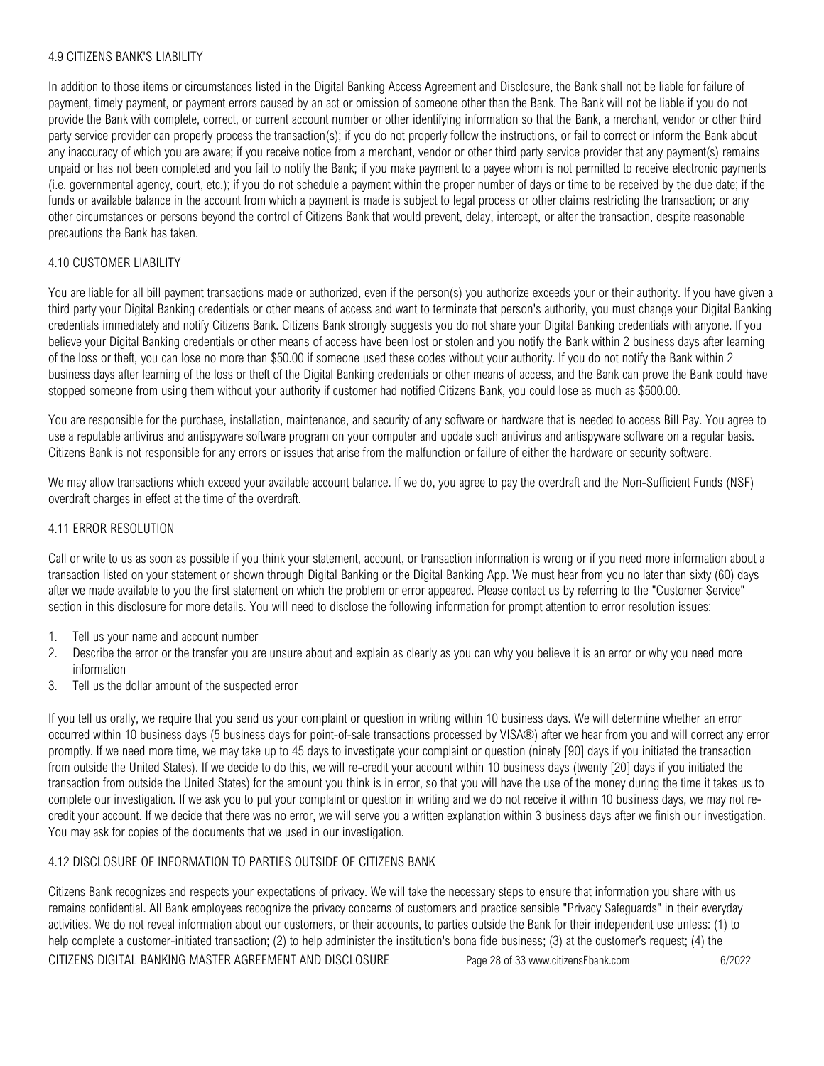#### 4.9 CITIZENS BANK'S LIABILITY

In addition to those items or circumstances listed in the Digital Banking Access Agreement and Disclosure, the Bank shall not be liable for failure of payment, timely payment, or payment errors caused by an act or omission of someone other than the Bank. The Bank will not be liable if you do not provide the Bank with complete, correct, or current account number or other identifying information so that the Bank, a merchant, vendor or other third party service provider can properly process the transaction(s); if you do not properly follow the instructions, or fail to correct or inform the Bank about any inaccuracy of which you are aware; if you receive notice from a merchant, vendor or other third party service provider that any payment(s) remains unpaid or has not been completed and you fail to notify the Bank; if you make payment to a payee whom is not permitted to receive electronic payments (i.e. governmental agency, court, etc.); if you do not schedule a payment within the proper number of days or time to be received by the due date; if the funds or available balance in the account from which a payment is made is subject to legal process or other claims restricting the transaction; or any other circumstances or persons beyond the control of Citizens Bank that would prevent, delay, intercept, or alter the transaction, despite reasonable precautions the Bank has taken.

#### 4.10 CUSTOMER LIABILITY

You are liable for all bill payment transactions made or authorized, even if the person(s) you authorize exceeds your or their authority. If you have given a third party your Digital Banking credentials or other means of access and want to terminate that person's authority, you must change your Digital Banking credentials immediately and notify Citizens Bank. Citizens Bank strongly suggests you do not share your Digital Banking credentials with anyone. If you believe your Digital Banking credentials or other means of access have been lost or stolen and you notify the Bank within 2 business days after learning of the loss or theft, you can lose no more than $50.00 if someone used these codes without your authority. If you do not notify the Bank within 2 business days after learning of the loss or theft of the Digital Banking credentials or other means of access, and the Bank can prove the Bank could have stopped someone from using them without your authority if customer had notified Citizens Bank, you could lose as much as $500.00.

You are responsible for the purchase, installation, maintenance, and security of any software or hardware that is needed to access Bill Pay. You agree to use a reputable antivirus and antispyware software program on your computer and update such antivirus and antispyware software on a regular basis. Citizens Bank is not responsible for any errors or issues that arise from the malfunction or failure of either the hardware or security software.

We may allow transactions which exceed your available account balance. If we do, you agree to pay the overdraft and the Non-Sufficient Funds (NSF) overdraft charges in effect at the time of the overdraft.

#### 4.11 ERROR RESOLUTION

Call or write to us as soon as possible if you think your statement, account, or transaction information is wrong or if you need more information about a transaction listed on your statement or shown through Digital Banking or the Digital Banking App. We must hear from you no later than sixty (60) days after we made available to you the first statement on which the problem or error appeared. Please contact us by referring to the "Customer Service" section in this disclosure for more details. You will need to disclose the following information for prompt attention to error resolution issues:

1. Tell us your name and account number
2. Describe the error or the transfer you are unsure about and explain as clearly as you can why you believe it is an error or why you need more information
3. Tell us the dollar amount of the suspected error

If you tell us orally, we require that you send us your complaint or question in writing within 10 business days. We will determine whether an error occurred within 10 business days (5 business days for point-of-sale transactions processed by VISA®) after we hear from you and will correct any error promptly. If we need more time, we may take up to 45 days to investigate your complaint or question (ninety [90] days if you initiated the transaction from outside the United States). If we decide to do this, we will re-credit your account within 10 business days (twenty [20] days if you initiated the transaction from outside the United States) for the amount you think is in error, so that you will have the use of the money during the time it takes us to complete our investigation. If we ask you to put your complaint or question in writing and we do not receive it within 10 business days, we may not re-credit your account. If we decide that there was no error, we will serve you a written explanation within 3 business days after we finish our investigation. You may ask for copies of the documents that we used in our investigation.

#### 4.12 DISCLOSURE OF INFORMATION TO PARTIES OUTSIDE OF CITIZENS BANK

Citizens Bank recognizes and respects your expectations of privacy. We will take the necessary steps to ensure that information you share with us remains confidential. All Bank employees recognize the privacy concerns of customers and practice sensible "Privacy Safeguards" in their everyday activities. We do not reveal information about our customers, or their accounts, to parties outside the Bank for their independent use unless: (1) to help complete a customer-initiated transaction; (2) to help administer the institution's bona fide business; (3) at the customer's request; (4) the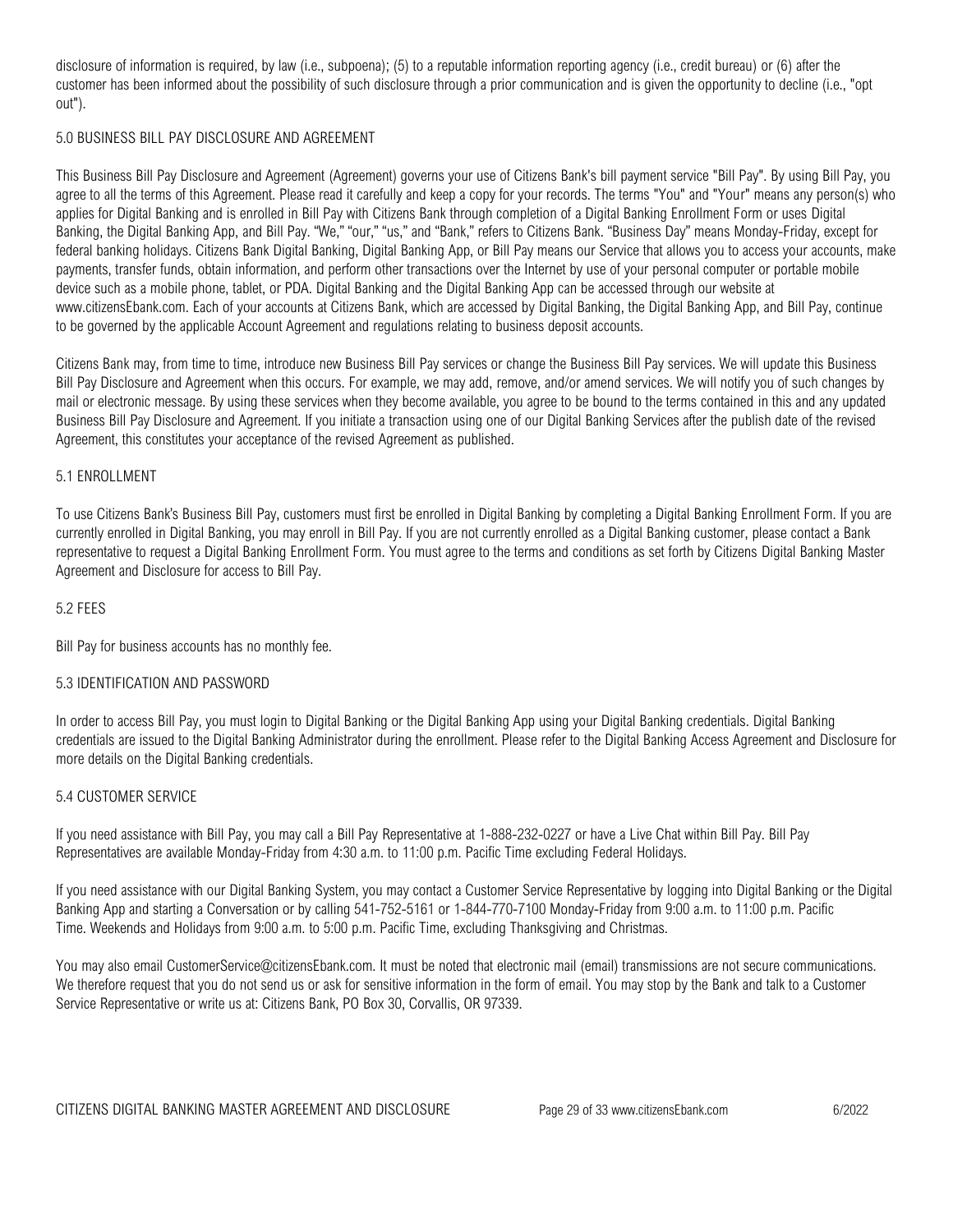disclosure of information is required, by law (i.e., subpoena); (5) to a reputable information reporting agency (i.e., credit bureau) or (6) after the customer has been informed about the possibility of such disclosure through a prior communication and is given the opportunity to decline (i.e., "opt out").

## 5.0 BUSINESS BILL PAY DISCLOSURE AND AGREEMENT

This Business Bill Pay Disclosure and Agreement (Agreement) governs your use of Citizens Bank's bill payment service "Bill Pay". By using Bill Pay, you agree to all the terms of this Agreement. Please read it carefully and keep a copy for your records. The terms "You" and "Your" means any person(s) who applies for Digital Banking and is enrolled in Bill Pay with Citizens Bank through completion of a Digital Banking Enrollment Form or uses Digital Banking, the Digital Banking App, and Bill Pay. "We," "our," "us," and "Bank," refers to Citizens Bank. "Business Day" means Monday-Friday, except for federal banking holidays. Citizens Bank Digital Banking, Digital Banking App, or Bill Pay means our Service that allows you to access your accounts, make payments, transfer funds, obtain information, and perform other transactions over the Internet by use of your personal computer or portable mobile device such as a mobile phone, tablet, or PDA. Digital Banking and the Digital Banking App can be accessed through our website at www.citizensEbank.com. Each of your accounts at Citizens Bank, which are accessed by Digital Banking, the Digital Banking App, and Bill Pay, continue to be governed by the applicable Account Agreement and regulations relating to business deposit accounts.

Citizens Bank may, from time to time, introduce new Business Bill Pay services or change the Business Bill Pay services. We will update this Business Bill Pay Disclosure and Agreement when this occurs. For example, we may add, remove, and/or amend services. We will notify you of such changes by mail or electronic message. By using these services when they become available, you agree to be bound to the terms contained in this and any updated Business Bill Pay Disclosure and Agreement. If you initiate a transaction using one of our Digital Banking Services after the publish date of the revised Agreement, this constitutes your acceptance of the revised Agreement as published.

### 5.1 ENROLLMENT

To use Citizens Bank's Business Bill Pay, customers must first be enrolled in Digital Banking by completing a Digital Banking Enrollment Form. If you are currently enrolled in Digital Banking, you may enroll in Bill Pay. If you are not currently enrolled as a Digital Banking customer, please contact a Bank representative to request a Digital Banking Enrollment Form. You must agree to the terms and conditions as set forth by Citizens Digital Banking Master Agreement and Disclosure for access to Bill Pay.

### 5.2 FEES

Bill Pay for business accounts has no monthly fee.

### 5.3 IDENTIFICATION AND PASSWORD

In order to access Bill Pay, you must login to Digital Banking or the Digital Banking App using your Digital Banking credentials. Digital Banking credentials are issued to the Digital Banking Administrator during the enrollment. Please refer to the Digital Banking Access Agreement and Disclosure for more details on the Digital Banking credentials.

### 5.4 CUSTOMER SERVICE

If you need assistance with Bill Pay, you may call a Bill Pay Representative at 1-888-232-0227 or have a Live Chat within Bill Pay. Bill Pay Representatives are available Monday-Friday from 4:30 a.m. to 11:00 p.m. Pacific Time excluding Federal Holidays.

If you need assistance with our Digital Banking System, you may contact a Customer Service Representative by logging into Digital Banking or the Digital Banking App and starting a Conversation or by calling 541-752-5161 or 1-844-770-7100 Monday-Friday from 9:00 a.m. to 11:00 p.m. Pacific Time. Weekends and Holidays from 9:00 a.m. to 5:00 p.m. Pacific Time, excluding Thanksgiving and Christmas.

You may also email CustomerService@citizensEbank.com. It must be noted that electronic mail (email) transmissions are not secure communications. We therefore request that you do not send us or ask for sensitive information in the form of email. You may stop by the Bank and talk to a Customer Service Representative or write us at: Citizens Bank, PO Box 30, Corvallis, OR 97339.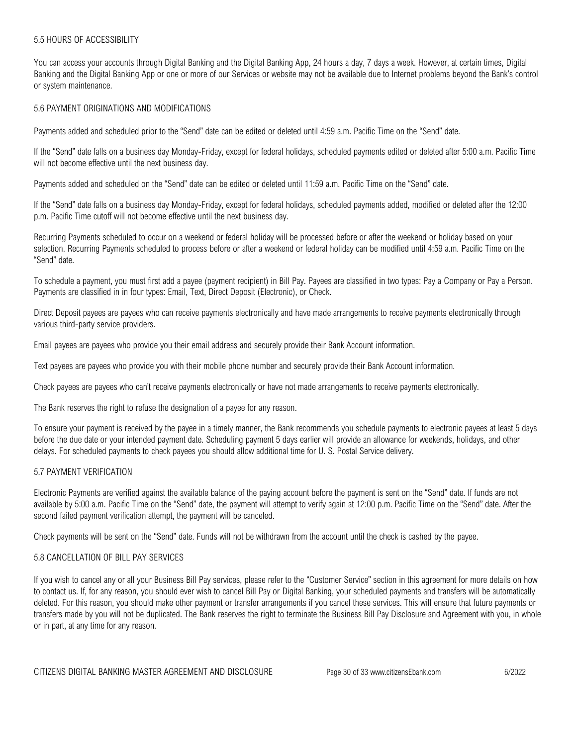### 5.5 HOURS OF ACCESSIBILITY

You can access your accounts through Digital Banking and the Digital Banking App, 24 hours a day, 7 days a week. However, at certain times, Digital Banking and the Digital Banking App or one or more of our Services or website may not be available due to Internet problems beyond the Bank's control or system maintenance.

### 5.6 PAYMENT ORIGINATIONS AND MODIFICATIONS

Payments added and scheduled prior to the "Send" date can be edited or deleted until 4:59 a.m. Pacific Time on the "Send" date.

If the "Send" date falls on a business day Monday-Friday, except for federal holidays, scheduled payments edited or deleted after 5:00 a.m. Pacific Time will not become effective until the next business day.

Payments added and scheduled on the "Send" date can be edited or deleted until 11:59 a.m. Pacific Time on the "Send" date.

If the "Send" date falls on a business day Monday-Friday, except for federal holidays, scheduled payments added, modified or deleted after the 12:00 p.m. Pacific Time cutoff will not become effective until the next business day.

Recurring Payments scheduled to occur on a weekend or federal holiday will be processed before or after the weekend or holiday based on your selection. Recurring Payments scheduled to process before or after a weekend or federal holiday can be modified until 4:59 a.m. Pacific Time on the "Send" date.

To schedule a payment, you must first add a payee (payment recipient) in Bill Pay. Payees are classified in two types: Pay a Company or Pay a Person. Payments are classified in in four types: Email, Text, Direct Deposit (Electronic), or Check.

Direct Deposit payees are payees who can receive payments electronically and have made arrangements to receive payments electronically through various third-party service providers.

Email payees are payees who provide you their email address and securely provide their Bank Account information.

Text payees are payees who provide you with their mobile phone number and securely provide their Bank Account information.

Check payees are payees who can't receive payments electronically or have not made arrangements to receive payments electronically.

The Bank reserves the right to refuse the designation of a payee for any reason.

To ensure your payment is received by the payee in a timely manner, the Bank recommends you schedule payments to electronic payees at least 5 days before the due date or your intended payment date. Scheduling payment 5 days earlier will provide an allowance for weekends, holidays, and other delays. For scheduled payments to check payees you should allow additional time for U. S. Postal Service delivery.

### 5.7 PAYMENT VERIFICATION

Electronic Payments are verified against the available balance of the paying account before the payment is sent on the "Send" date. If funds are not available by 5:00 a.m. Pacific Time on the "Send" date, the payment will attempt to verify again at 12:00 p.m. Pacific Time on the "Send" date. After the second failed payment verification attempt, the payment will be canceled.

Check payments will be sent on the "Send" date. Funds will not be withdrawn from the account until the check is cashed by the payee.

### 5.8 CANCELLATION OF BILL PAY SERVICES

If you wish to cancel any or all your Business Bill Pay services, please refer to the "Customer Service" section in this agreement for more details on how to contact us. If, for any reason, you should ever wish to cancel Bill Pay or Digital Banking, your scheduled payments and transfers will be automatically deleted. For this reason, you should make other payment or transfer arrangements if you cancel these services. This will ensure that future payments or transfers made by you will not be duplicated. The Bank reserves the right to terminate the Business Bill Pay Disclosure and Agreement with you, in whole or in part, at any time for any reason.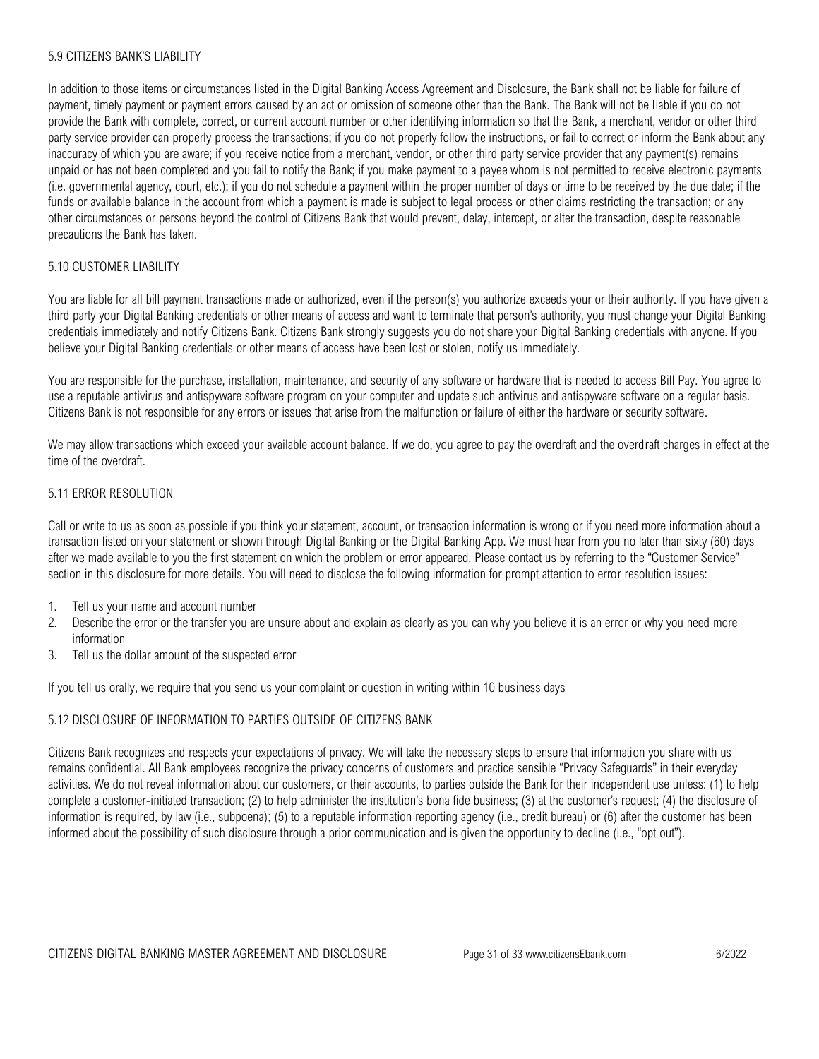### 5.9 CITIZENS BANK'S LIABILITY

In addition to those items or circumstances listed in the Digital Banking Access Agreement and Disclosure, the Bank shall not be liable for failure of payment, timely payment or payment errors caused by an act or omission of someone other than the Bank. The Bank will not be liable if you do not provide the Bank with complete, correct, or current account number or other identifying information so that the Bank, a merchant, vendor or other third party service provider can properly process the transactions; if you do not properly follow the instructions, or fail to correct or inform the Bank about any inaccuracy of which you are aware; if you receive notice from a merchant, vendor, or other third party service provider that any payment(s) remains unpaid or has not been completed and you fail to notify the Bank; if you make payment to a payee whom is not permitted to receive electronic payments (i.e. governmental agency, court, etc.); if you do not schedule a payment within the proper number of days or time to be received by the due date; if the funds or available balance in the account from which a payment is made is subject to legal process or other claims restricting the transaction; or any other circumstances or persons beyond the control of Citizens Bank that would prevent, delay, intercept, or alter the transaction, despite reasonable precautions the Bank has taken.

### 5.10 CUSTOMER LIABILITY

You are liable for all bill payment transactions made or authorized, even if the person(s) you authorize exceeds your or their authority. If you have given a third party your Digital Banking credentials or other means of access and want to terminate that person's authority, you must change your Digital Banking credentials immediately and notify Citizens Bank. Citizens Bank strongly suggests you do not share your Digital Banking credentials with anyone. If you believe your Digital Banking credentials or other means of access have been lost or stolen, notify us immediately.

You are responsible for the purchase, installation, maintenance, and security of any software or hardware that is needed to access Bill Pay. You agree to use a reputable antivirus and antispyware software program on your computer and update such antivirus and antispyware software on a regular basis. Citizens Bank is not responsible for any errors or issues that arise from the malfunction or failure of either the hardware or security software.

We may allow transactions which exceed your available account balance. If we do, you agree to pay the overdraft and the overdraft charges in effect at the time of the overdraft.

### 5.11 ERROR RESOLUTION

Call or write to us as soon as possible if you think your statement, account, or transaction information is wrong or if you need more information about a transaction listed on your statement or shown through Digital Banking or the Digital Banking App. We must hear from you no later than sixty (60) days after we made available to you the first statement on which the problem or error appeared. Please contact us by referring to the "Customer Service" section in this disclosure for more details. You will need to disclose the following information for prompt attention to error resolution issues:

1. Tell us your name and account number
2. Describe the error or the transfer you are unsure about and explain as clearly as you can why you believe it is an error or why you need more information
3. Tell us the dollar amount of the suspected error

If you tell us orally, we require that you send us your complaint or question in writing within 10 business days

### 5.12 DISCLOSURE OF INFORMATION TO PARTIES OUTSIDE OF CITIZENS BANK

Citizens Bank recognizes and respects your expectations of privacy. We will take the necessary steps to ensure that information you share with us remains confidential. All Bank employees recognize the privacy concerns of customers and practice sensible "Privacy Safeguards" in their everyday activities. We do not reveal information about our customers, or their accounts, to parties outside the Bank for their independent use unless: (1) to help complete a customer-initiated transaction; (2) to help administer the institution's bona fide business; (3) at the customer's request; (4) the disclosure of information is required, by law (i.e., subpoena); (5) to a reputable information reporting agency (i.e., credit bureau) or (6) after the customer has been informed about the possibility of such disclosure through a prior communication and is given the opportunity to decline (i.e., "opt out").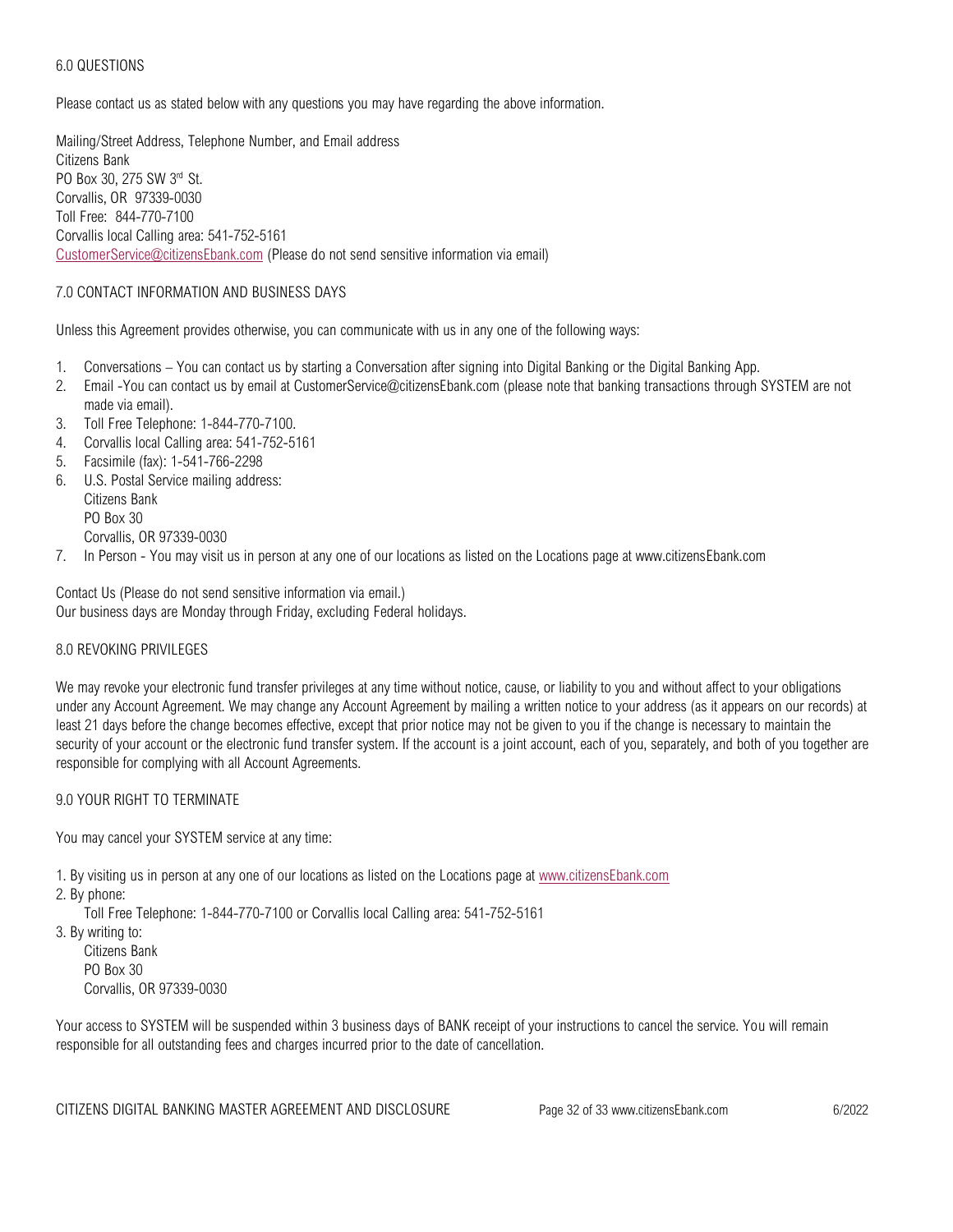## 6.0 QUESTIONS

Please contact us as stated below with any questions you may have regarding the above information.

Mailing/Street Address, Telephone Number, and Email address
Citizens Bank
PO Box 30, 275 SW 3rd St.
Corvallis, OR 97339-0030
Toll Free: 844-770-7100
Corvallis local Calling area: 541-752-5161
CustomerService@citizensEbank.com (Please do not send sensitive information via email)

## 7.0 CONTACT INFORMATION AND BUSINESS DAYS

Unless this Agreement provides otherwise, you can communicate with us in any one of the following ways:

1. Conversations – You can contact us by starting a Conversation after signing into Digital Banking or the Digital Banking App.
2. Email -You can contact us by email at CustomerService@citizensEbank.com (please note that banking transactions through SYSTEM are not made via email).
3. Toll Free Telephone: 1-844-770-7100.
4. Corvallis local Calling area: 541-752-5161
5. Facsimile (fax): 1-541-766-2298
6. U.S. Postal Service mailing address:
   Citizens Bank
   PO Box 30
   Corvallis, OR 97339-0030
7. In Person - You may visit us in person at any one of our locations as listed on the Locations page at www.citizensEbank.com

Contact Us (Please do not send sensitive information via email.)
Our business days are Monday through Friday, excluding Federal holidays.

## 8.0 REVOKING PRIVILEGES

We may revoke your electronic fund transfer privileges at any time without notice, cause, or liability to you and without affect to your obligations under any Account Agreement. We may change any Account Agreement by mailing a written notice to your address (as it appears on our records) at least 21 days before the change becomes effective, except that prior notice may not be given to you if the change is necessary to maintain the security of your account or the electronic fund transfer system. If the account is a joint account, each of you, separately, and both of you together are responsible for complying with all Account Agreements.

## 9.0 YOUR RIGHT TO TERMINATE

You may cancel your SYSTEM service at any time:

1. By visiting us in person at any one of our locations as listed on the Locations page at www.citizensEbank.com
2. By phone:
   Toll Free Telephone: 1-844-770-7100 or Corvallis local Calling area: 541-752-5161
3. By writing to:
   Citizens Bank
   PO Box 30
   Corvallis, OR 97339-0030

Your access to SYSTEM will be suspended within 3 business days of BANK receipt of your instructions to cancel the service. You will remain responsible for all outstanding fees and charges incurred prior to the date of cancellation.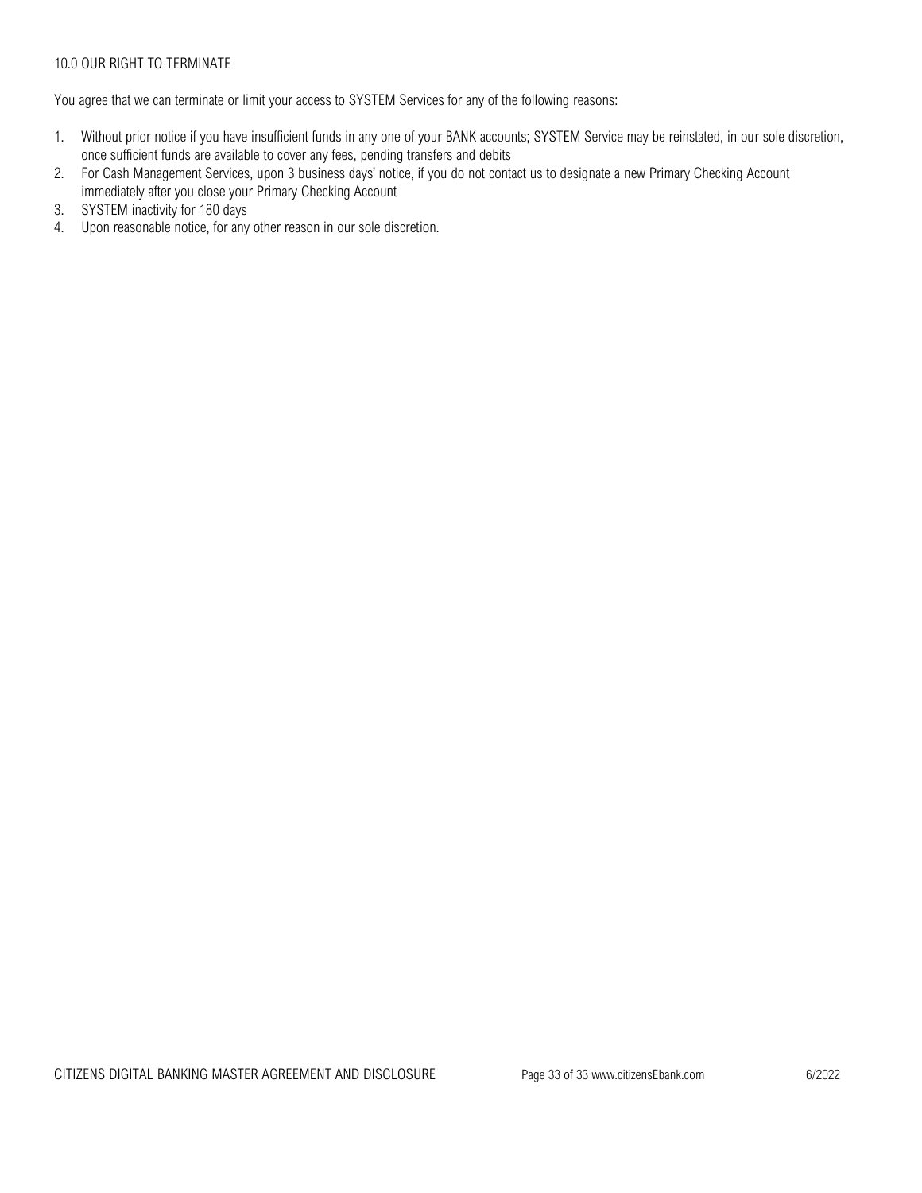## 10.0 OUR RIGHT TO TERMINATE

You agree that we can terminate or limit your access to SYSTEM Services for any of the following reasons:

1. Without prior notice if you have insufficient funds in any one of your BANK accounts; SYSTEM Service may be reinstated, in our sole discretion, once sufficient funds are available to cover any fees, pending transfers and debits
2. For Cash Management Services, upon 3 business days' notice, if you do not contact us to designate a new Primary Checking Account immediately after you close your Primary Checking Account
3. SYSTEM inactivity for 180 days
4. Upon reasonable notice, for any other reason in our sole discretion.